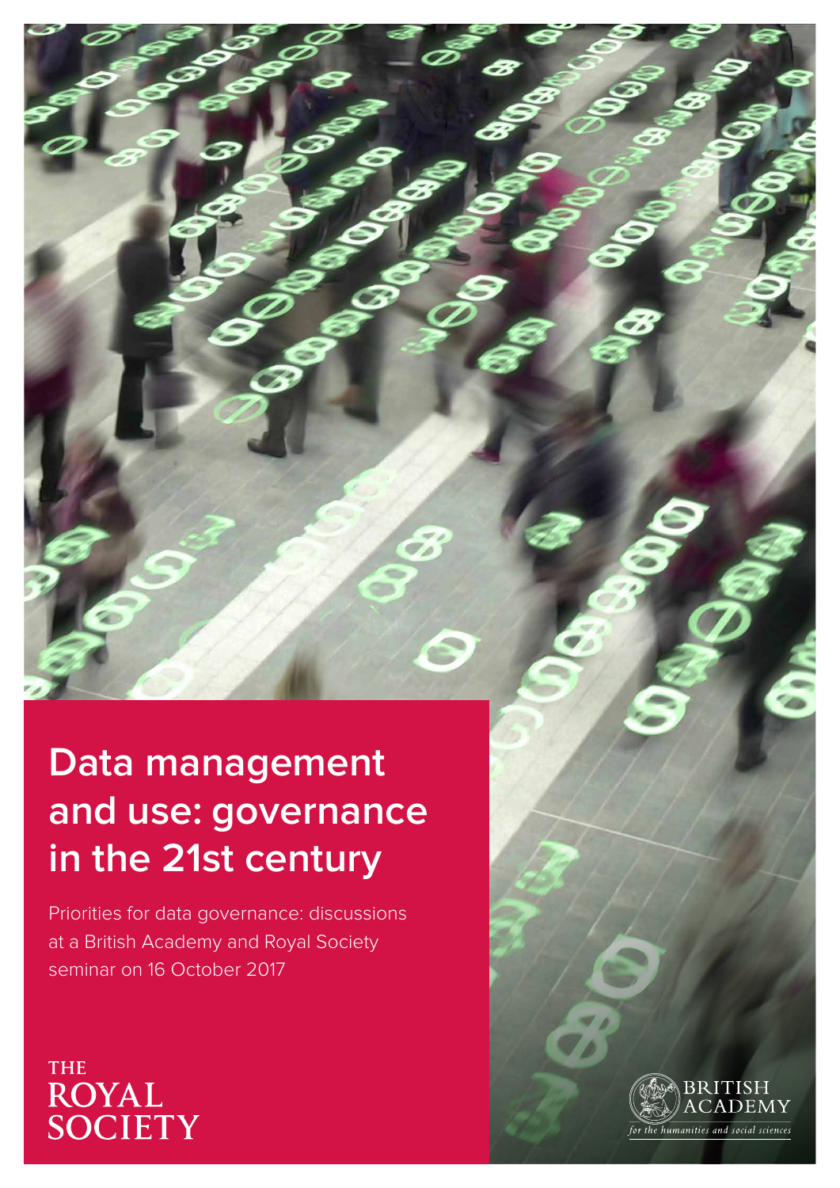# Data management and use: governance in the 21st century

Priorities for data governance: discussions at a British Academy and Royal Society seminar on 16 October 2017

THE ROYAL SOCIETY

BRITISH ACADEMY
*for the humanities and social sciences*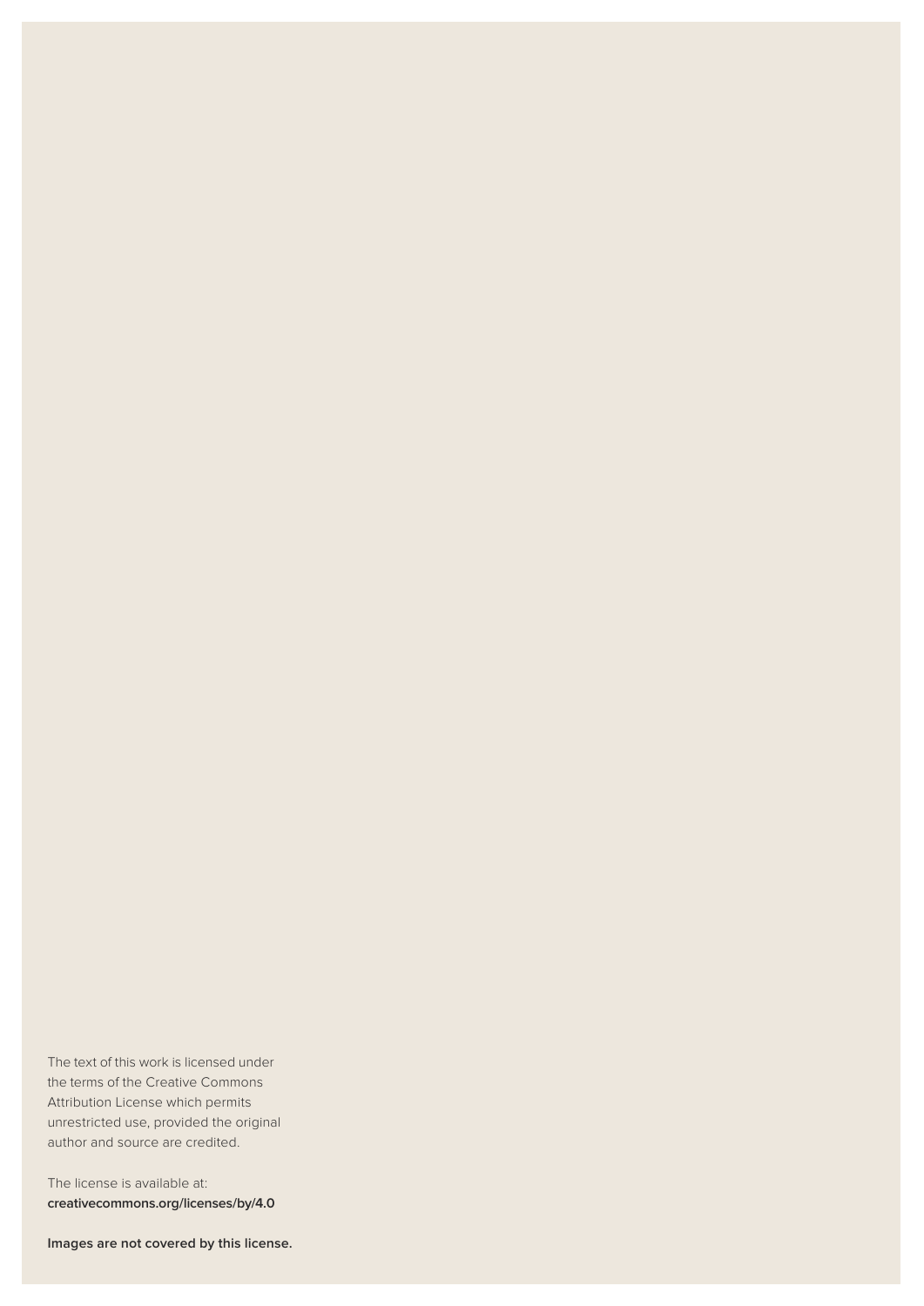The text of this work is licensed under the terms of the Creative Commons Attribution License which permits unrestricted use, provided the original author and source are credited.

The license is available at: **creativecommons.org/licenses/by/4.0**

**Images are not covered by this license.**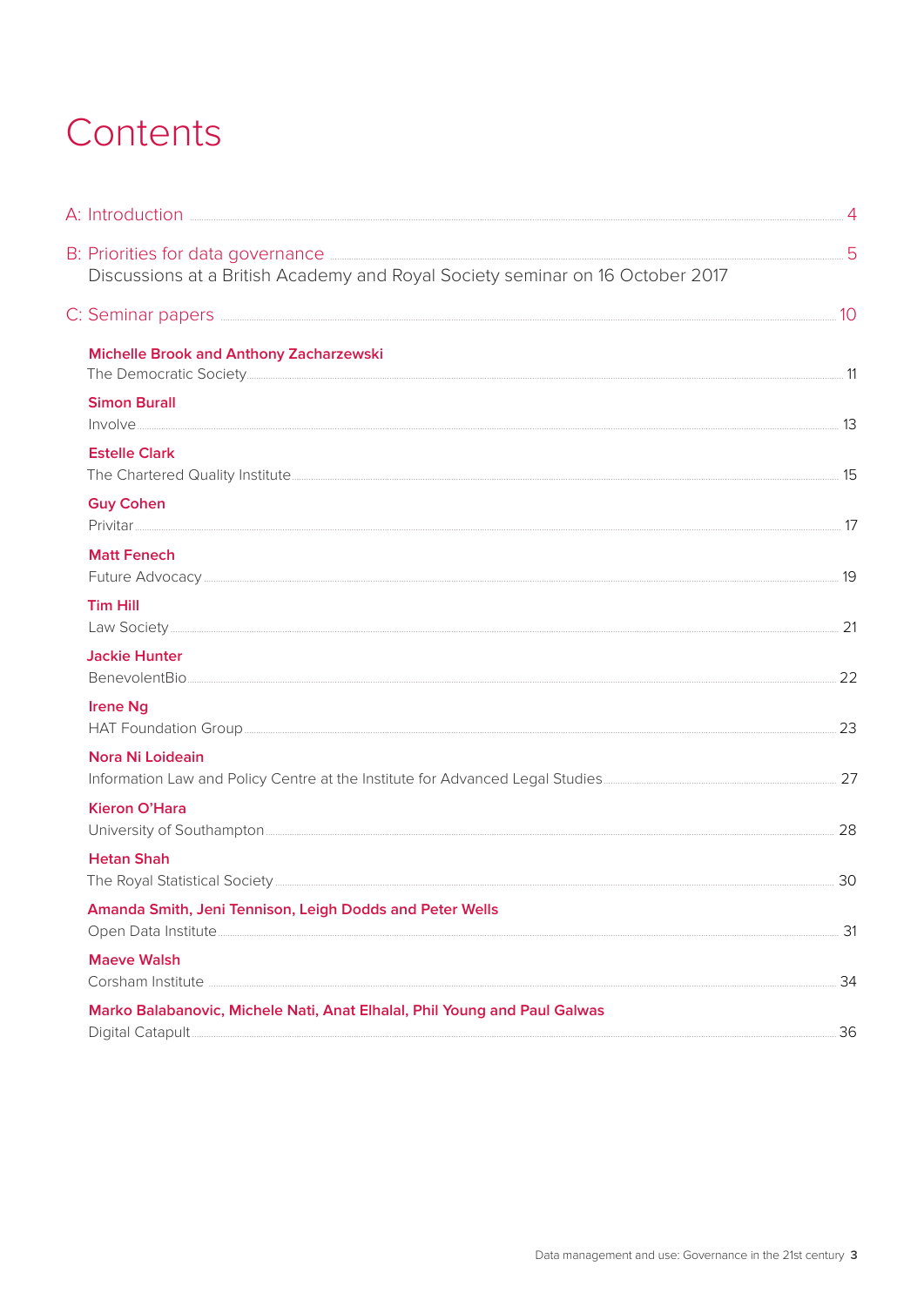# Contents

A: Introduction ..... 4

B: Priorities for data governance ..... 5
Discussions at a British Academy and Royal Society seminar on 16 October 2017

C: Seminar papers ..... 10

**Michelle Brook and Anthony Zacharzewski**
The Democratic Society ..... 11

**Simon Burall**
Involve ..... 13

**Estelle Clark**
The Chartered Quality Institute ..... 15

**Guy Cohen**
Privitar ..... 17

**Matt Fenech**
Future Advocacy ..... 19

**Tim Hill**
Law Society ..... 21

**Jackie Hunter**
BenevolentBio ..... 22

**Irene Ng**
HAT Foundation Group ..... 23

**Nora Ni Loideain**
Information Law and Policy Centre at the Institute for Advanced Legal Studies ..... 27

**Kieron O'Hara**
University of Southampton ..... 28

**Hetan Shah**
The Royal Statistical Society ..... 30

**Amanda Smith, Jeni Tennison, Leigh Dodds and Peter Wells**
Open Data Institute ..... 31

**Maeve Walsh**
Corsham Institute ..... 34

**Marko Balabanovic, Michele Nati, Anat Elhalal, Phil Young and Paul Galwas**
Digital Catapult ..... 36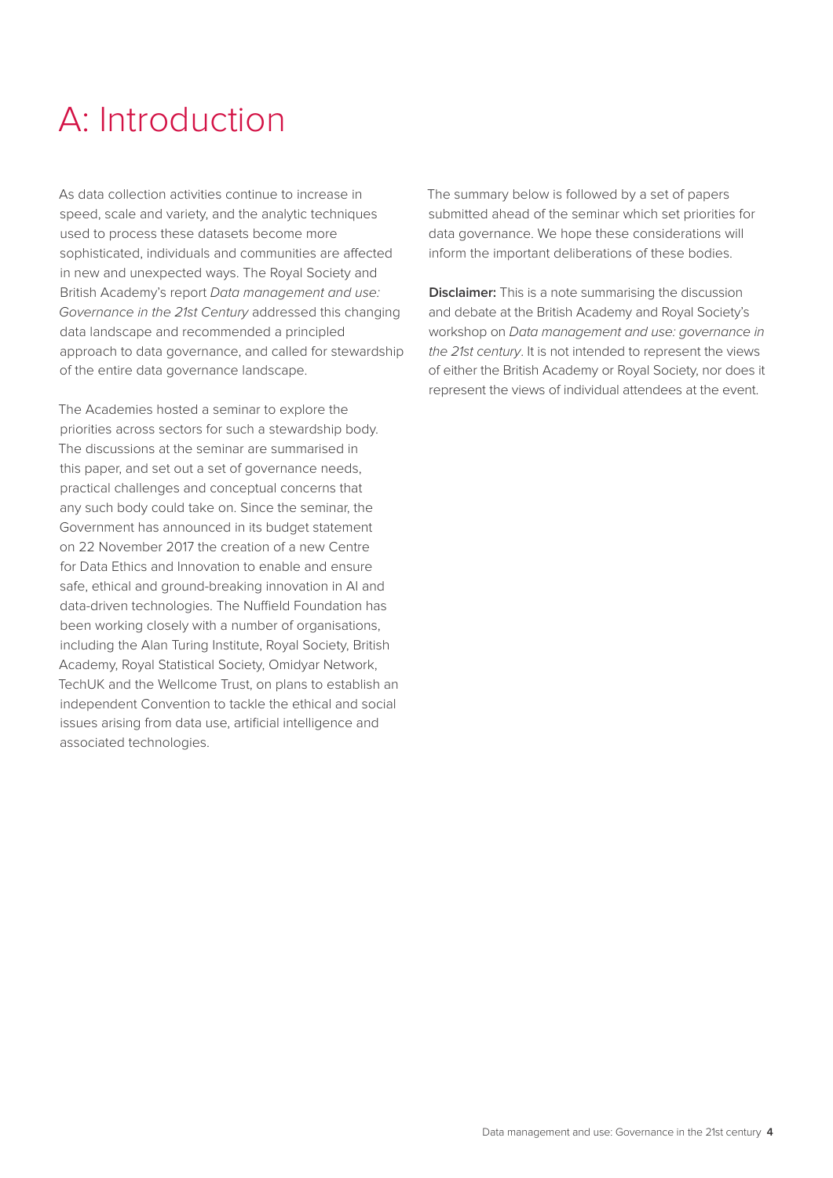# A: Introduction

As data collection activities continue to increase in speed, scale and variety, and the analytic techniques used to process these datasets become more sophisticated, individuals and communities are affected in new and unexpected ways. The Royal Society and British Academy's report *Data management and use: Governance in the 21st Century* addressed this changing data landscape and recommended a principled approach to data governance, and called for stewardship of the entire data governance landscape.

The Academies hosted a seminar to explore the priorities across sectors for such a stewardship body. The discussions at the seminar are summarised in this paper, and set out a set of governance needs, practical challenges and conceptual concerns that any such body could take on. Since the seminar, the Government has announced in its budget statement on 22 November 2017 the creation of a new Centre for Data Ethics and Innovation to enable and ensure safe, ethical and ground-breaking innovation in AI and data-driven technologies. The Nuffield Foundation has been working closely with a number of organisations, including the Alan Turing Institute, Royal Society, British Academy, Royal Statistical Society, Omidyar Network, TechUK and the Wellcome Trust, on plans to establish an independent Convention to tackle the ethical and social issues arising from data use, artificial intelligence and associated technologies.

The summary below is followed by a set of papers submitted ahead of the seminar which set priorities for data governance. We hope these considerations will inform the important deliberations of these bodies.

**Disclaimer:** This is a note summarising the discussion and debate at the British Academy and Royal Society's workshop on *Data management and use: governance in the 21st century*. It is not intended to represent the views of either the British Academy or Royal Society, nor does it represent the views of individual attendees at the event.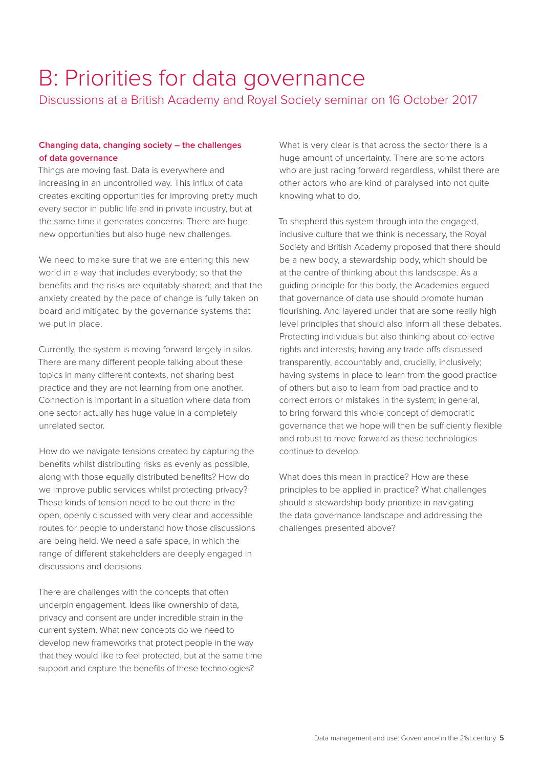# B: Priorities for data governance

## Discussions at a British Academy and Royal Society seminar on 16 October 2017

### Changing data, changing society – the challenges of data governance

Things are moving fast. Data is everywhere and increasing in an uncontrolled way. This influx of data creates exciting opportunities for improving pretty much every sector in public life and in private industry, but at the same time it generates concerns. There are huge new opportunities but also huge new challenges.

We need to make sure that we are entering this new world in a way that includes everybody; so that the benefits and the risks are equitably shared; and that the anxiety created by the pace of change is fully taken on board and mitigated by the governance systems that we put in place.

Currently, the system is moving forward largely in silos. There are many different people talking about these topics in many different contexts, not sharing best practice and they are not learning from one another. Connection is important in a situation where data from one sector actually has huge value in a completely unrelated sector.

How do we navigate tensions created by capturing the benefits whilst distributing risks as evenly as possible, along with those equally distributed benefits? How do we improve public services whilst protecting privacy? These kinds of tension need to be out there in the open, openly discussed with very clear and accessible routes for people to understand how those discussions are being held. We need a safe space, in which the range of different stakeholders are deeply engaged in discussions and decisions.

There are challenges with the concepts that often underpin engagement. Ideas like ownership of data, privacy and consent are under incredible strain in the current system. What new concepts do we need to develop new frameworks that protect people in the way that they would like to feel protected, but at the same time support and capture the benefits of these technologies?

What is very clear is that across the sector there is a huge amount of uncertainty. There are some actors who are just racing forward regardless, whilst there are other actors who are kind of paralysed into not quite knowing what to do.

To shepherd this system through into the engaged, inclusive culture that we think is necessary, the Royal Society and British Academy proposed that there should be a new body, a stewardship body, which should be at the centre of thinking about this landscape. As a guiding principle for this body, the Academies argued that governance of data use should promote human flourishing. And layered under that are some really high level principles that should also inform all these debates. Protecting individuals but also thinking about collective rights and interests; having any trade offs discussed transparently, accountably and, crucially, inclusively; having systems in place to learn from the good practice of others but also to learn from bad practice and to correct errors or mistakes in the system; in general, to bring forward this whole concept of democratic governance that we hope will then be sufficiently flexible and robust to move forward as these technologies continue to develop.

What does this mean in practice? How are these principles to be applied in practice? What challenges should a stewardship body prioritize in navigating the data governance landscape and addressing the challenges presented above?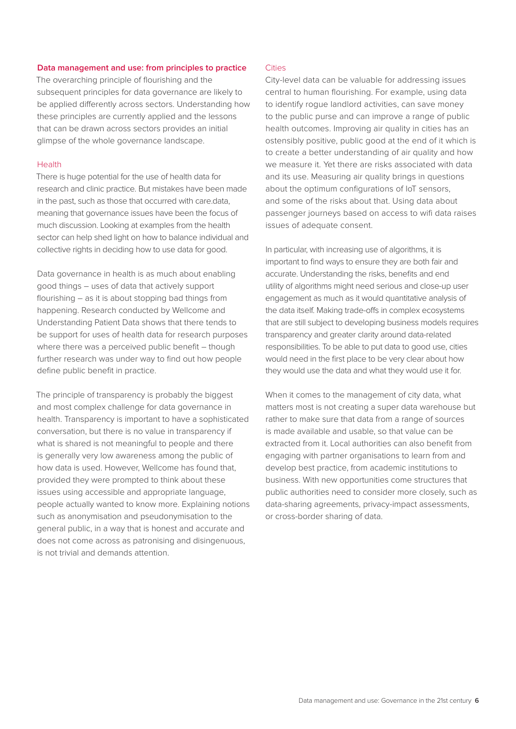## Data management and use: from principles to practice

The overarching principle of flourishing and the subsequent principles for data governance are likely to be applied differently across sectors. Understanding how these principles are currently applied and the lessons that can be drawn across sectors provides an initial glimpse of the whole governance landscape.

### Health

There is huge potential for the use of health data for research and clinic practice. But mistakes have been made in the past, such as those that occurred with care.data, meaning that governance issues have been the focus of much discussion. Looking at examples from the health sector can help shed light on how to balance individual and collective rights in deciding how to use data for good.

Data governance in health is as much about enabling good things – uses of data that actively support flourishing – as it is about stopping bad things from happening. Research conducted by Wellcome and Understanding Patient Data shows that there tends to be support for uses of health data for research purposes where there was a perceived public benefit – though further research was under way to find out how people define public benefit in practice.

The principle of transparency is probably the biggest and most complex challenge for data governance in health. Transparency is important to have a sophisticated conversation, but there is no value in transparency if what is shared is not meaningful to people and there is generally very low awareness among the public of how data is used. However, Wellcome has found that, provided they were prompted to think about these issues using accessible and appropriate language, people actually wanted to know more. Explaining notions such as anonymisation and pseudonymisation to the general public, in a way that is honest and accurate and does not come across as patronising and disingenuous, is not trivial and demands attention.

### Cities

City-level data can be valuable for addressing issues central to human flourishing. For example, using data to identify rogue landlord activities, can save money to the public purse and can improve a range of public health outcomes. Improving air quality in cities has an ostensibly positive, public good at the end of it which is to create a better understanding of air quality and how we measure it. Yet there are risks associated with data and its use. Measuring air quality brings in questions about the optimum configurations of IoT sensors, and some of the risks about that. Using data about passenger journeys based on access to wifi data raises issues of adequate consent.

In particular, with increasing use of algorithms, it is important to find ways to ensure they are both fair and accurate. Understanding the risks, benefits and end utility of algorithms might need serious and close-up user engagement as much as it would quantitative analysis of the data itself. Making trade-offs in complex ecosystems that are still subject to developing business models requires transparency and greater clarity around data-related responsibilities. To be able to put data to good use, cities would need in the first place to be very clear about how they would use the data and what they would use it for.

When it comes to the management of city data, what matters most is not creating a super data warehouse but rather to make sure that data from a range of sources is made available and usable, so that value can be extracted from it. Local authorities can also benefit from engaging with partner organisations to learn from and develop best practice, from academic institutions to business. With new opportunities come structures that public authorities need to consider more closely, such as data-sharing agreements, privacy-impact assessments, or cross-border sharing of data.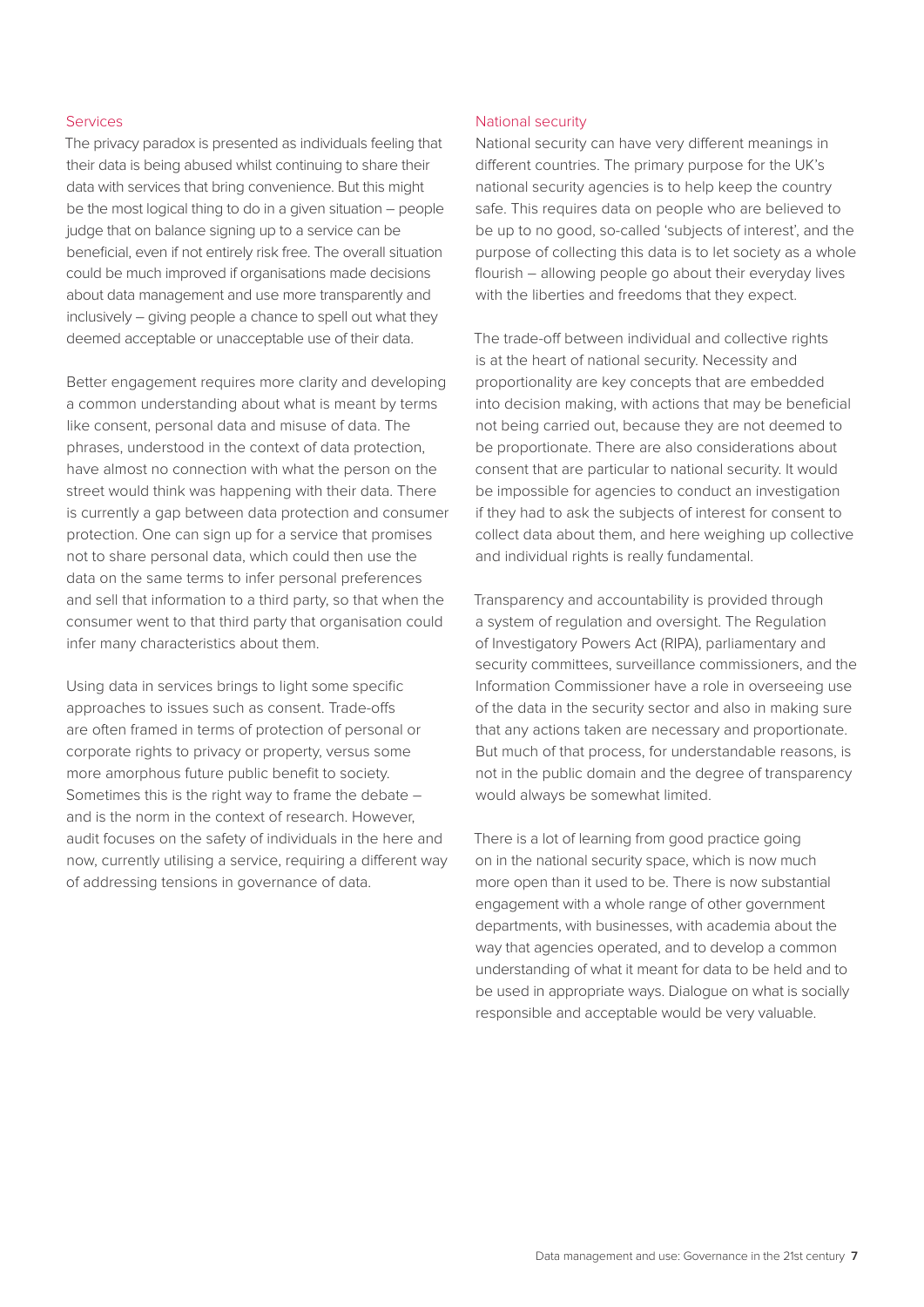### Services

The privacy paradox is presented as individuals feeling that their data is being abused whilst continuing to share their data with services that bring convenience. But this might be the most logical thing to do in a given situation – people judge that on balance signing up to a service can be beneficial, even if not entirely risk free. The overall situation could be much improved if organisations made decisions about data management and use more transparently and inclusively – giving people a chance to spell out what they deemed acceptable or unacceptable use of their data.

Better engagement requires more clarity and developing a common understanding about what is meant by terms like consent, personal data and misuse of data. The phrases, understood in the context of data protection, have almost no connection with what the person on the street would think was happening with their data. There is currently a gap between data protection and consumer protection. One can sign up for a service that promises not to share personal data, which could then use the data on the same terms to infer personal preferences and sell that information to a third party, so that when the consumer went to that third party that organisation could infer many characteristics about them.

Using data in services brings to light some specific approaches to issues such as consent. Trade-offs are often framed in terms of protection of personal or corporate rights to privacy or property, versus some more amorphous future public benefit to society. Sometimes this is the right way to frame the debate – and is the norm in the context of research. However, audit focuses on the safety of individuals in the here and now, currently utilising a service, requiring a different way of addressing tensions in governance of data.

### National security

National security can have very different meanings in different countries. The primary purpose for the UK's national security agencies is to help keep the country safe. This requires data on people who are believed to be up to no good, so-called 'subjects of interest', and the purpose of collecting this data is to let society as a whole flourish – allowing people go about their everyday lives with the liberties and freedoms that they expect.

The trade-off between individual and collective rights is at the heart of national security. Necessity and proportionality are key concepts that are embedded into decision making, with actions that may be beneficial not being carried out, because they are not deemed to be proportionate. There are also considerations about consent that are particular to national security. It would be impossible for agencies to conduct an investigation if they had to ask the subjects of interest for consent to collect data about them, and here weighing up collective and individual rights is really fundamental.

Transparency and accountability is provided through a system of regulation and oversight. The Regulation of Investigatory Powers Act (RIPA), parliamentary and security committees, surveillance commissioners, and the Information Commissioner have a role in overseeing use of the data in the security sector and also in making sure that any actions taken are necessary and proportionate. But much of that process, for understandable reasons, is not in the public domain and the degree of transparency would always be somewhat limited.

There is a lot of learning from good practice going on in the national security space, which is now much more open than it used to be. There is now substantial engagement with a whole range of other government departments, with businesses, with academia about the way that agencies operated, and to develop a common understanding of what it meant for data to be held and to be used in appropriate ways. Dialogue on what is socially responsible and acceptable would be very valuable.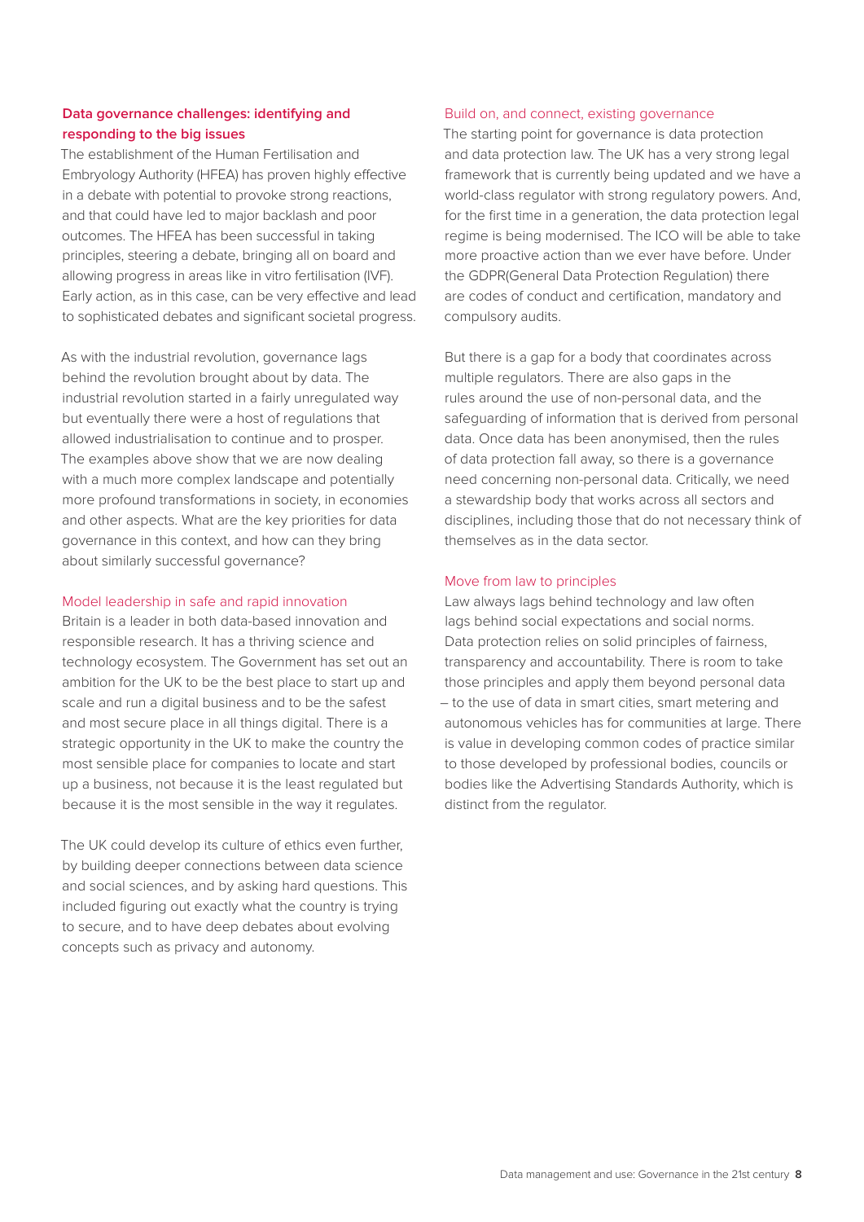## Data governance challenges: identifying and responding to the big issues

The establishment of the Human Fertilisation and Embryology Authority (HFEA) has proven highly effective in a debate with potential to provoke strong reactions, and that could have led to major backlash and poor outcomes. The HFEA has been successful in taking principles, steering a debate, bringing all on board and allowing progress in areas like in vitro fertilisation (IVF). Early action, as in this case, can be very effective and lead to sophisticated debates and significant societal progress.

As with the industrial revolution, governance lags behind the revolution brought about by data. The industrial revolution started in a fairly unregulated way but eventually there were a host of regulations that allowed industrialisation to continue and to prosper. The examples above show that we are now dealing with a much more complex landscape and potentially more profound transformations in society, in economies and other aspects. What are the key priorities for data governance in this context, and how can they bring about similarly successful governance?

### Model leadership in safe and rapid innovation

Britain is a leader in both data-based innovation and responsible research. It has a thriving science and technology ecosystem. The Government has set out an ambition for the UK to be the best place to start up and scale and run a digital business and to be the safest and most secure place in all things digital. There is a strategic opportunity in the UK to make the country the most sensible place for companies to locate and start up a business, not because it is the least regulated but because it is the most sensible in the way it regulates.

The UK could develop its culture of ethics even further, by building deeper connections between data science and social sciences, and by asking hard questions. This included figuring out exactly what the country is trying to secure, and to have deep debates about evolving concepts such as privacy and autonomy.

### Build on, and connect, existing governance

The starting point for governance is data protection and data protection law. The UK has a very strong legal framework that is currently being updated and we have a world-class regulator with strong regulatory powers. And, for the first time in a generation, the data protection legal regime is being modernised. The ICO will be able to take more proactive action than we ever have before. Under the GDPR(General Data Protection Regulation) there are codes of conduct and certification, mandatory and compulsory audits.

But there is a gap for a body that coordinates across multiple regulators. There are also gaps in the rules around the use of non-personal data, and the safeguarding of information that is derived from personal data. Once data has been anonymised, then the rules of data protection fall away, so there is a governance need concerning non-personal data. Critically, we need a stewardship body that works across all sectors and disciplines, including those that do not necessary think of themselves as in the data sector.

### Move from law to principles

Law always lags behind technology and law often lags behind social expectations and social norms. Data protection relies on solid principles of fairness, transparency and accountability. There is room to take those principles and apply them beyond personal data – to the use of data in smart cities, smart metering and autonomous vehicles has for communities at large. There is value in developing common codes of practice similar to those developed by professional bodies, councils or bodies like the Advertising Standards Authority, which is distinct from the regulator.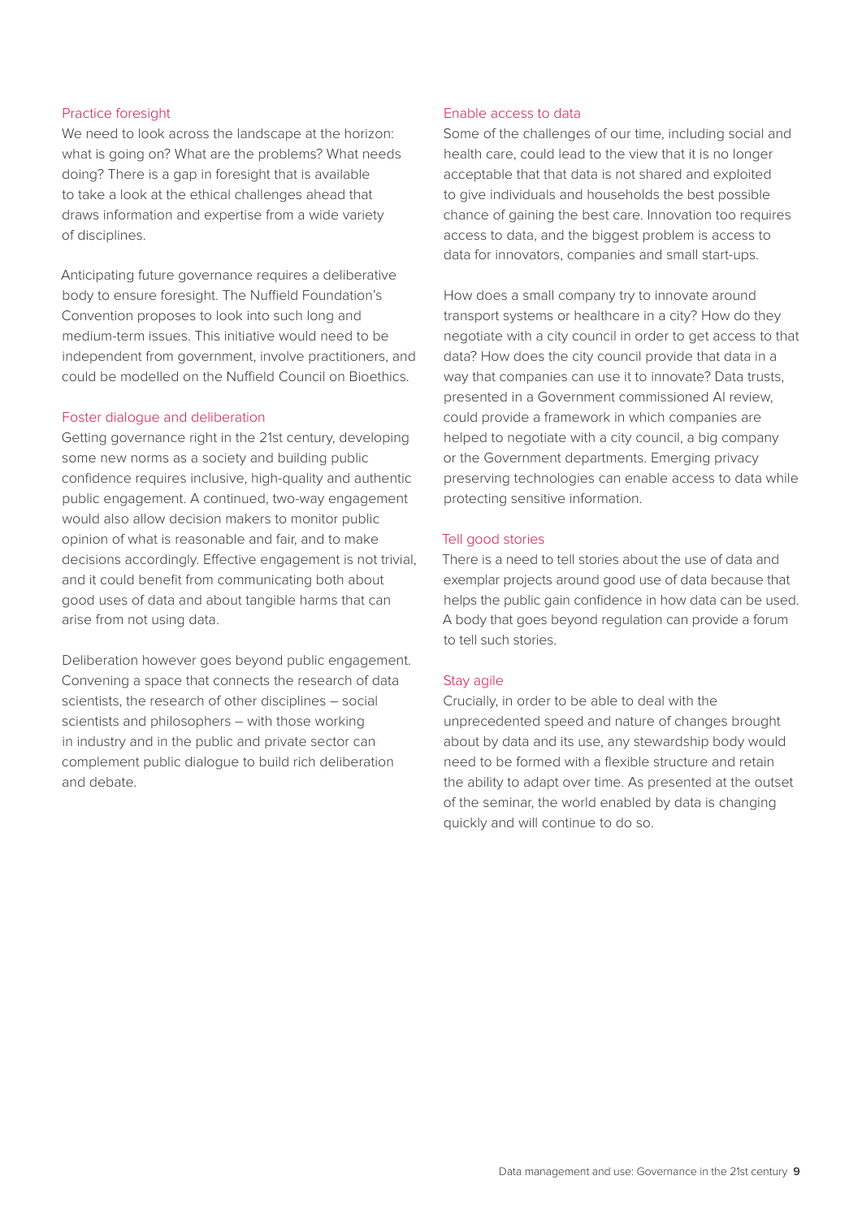### Practice foresight

We need to look across the landscape at the horizon: what is going on? What are the problems? What needs doing? There is a gap in foresight that is available to take a look at the ethical challenges ahead that draws information and expertise from a wide variety of disciplines.

Anticipating future governance requires a deliberative body to ensure foresight. The Nuffield Foundation's Convention proposes to look into such long and medium-term issues. This initiative would need to be independent from government, involve practitioners, and could be modelled on the Nuffield Council on Bioethics.

### Foster dialogue and deliberation

Getting governance right in the 21st century, developing some new norms as a society and building public confidence requires inclusive, high-quality and authentic public engagement. A continued, two-way engagement would also allow decision makers to monitor public opinion of what is reasonable and fair, and to make decisions accordingly. Effective engagement is not trivial, and it could benefit from communicating both about good uses of data and about tangible harms that can arise from not using data.

Deliberation however goes beyond public engagement. Convening a space that connects the research of data scientists, the research of other disciplines – social scientists and philosophers – with those working in industry and in the public and private sector can complement public dialogue to build rich deliberation and debate.

### Enable access to data

Some of the challenges of our time, including social and health care, could lead to the view that it is no longer acceptable that that data is not shared and exploited to give individuals and households the best possible chance of gaining the best care. Innovation too requires access to data, and the biggest problem is access to data for innovators, companies and small start-ups.

How does a small company try to innovate around transport systems or healthcare in a city? How do they negotiate with a city council in order to get access to that data? How does the city council provide that data in a way that companies can use it to innovate? Data trusts, presented in a Government commissioned AI review, could provide a framework in which companies are helped to negotiate with a city council, a big company or the Government departments. Emerging privacy preserving technologies can enable access to data while protecting sensitive information.

### Tell good stories

There is a need to tell stories about the use of data and exemplar projects around good use of data because that helps the public gain confidence in how data can be used. A body that goes beyond regulation can provide a forum to tell such stories.

### Stay agile

Crucially, in order to be able to deal with the unprecedented speed and nature of changes brought about by data and its use, any stewardship body would need to be formed with a flexible structure and retain the ability to adapt over time. As presented at the outset of the seminar, the world enabled by data is changing quickly and will continue to do so.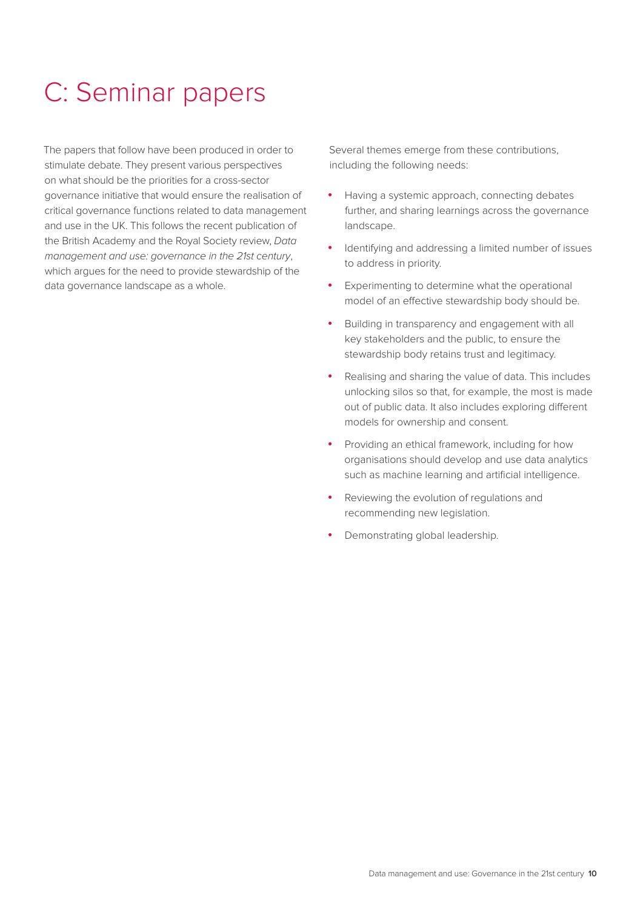# C: Seminar papers

The papers that follow have been produced in order to stimulate debate. They present various perspectives on what should be the priorities for a cross-sector governance initiative that would ensure the realisation of critical governance functions related to data management and use in the UK. This follows the recent publication of the British Academy and the Royal Society review, *Data management and use: governance in the 21st century*, which argues for the need to provide stewardship of the data governance landscape as a whole.

Several themes emerge from these contributions, including the following needs:

- Having a systemic approach, connecting debates further, and sharing learnings across the governance landscape.
- Identifying and addressing a limited number of issues to address in priority.
- Experimenting to determine what the operational model of an effective stewardship body should be.
- Building in transparency and engagement with all key stakeholders and the public, to ensure the stewardship body retains trust and legitimacy.
- Realising and sharing the value of data. This includes unlocking silos so that, for example, the most is made out of public data. It also includes exploring different models for ownership and consent.
- Providing an ethical framework, including for how organisations should develop and use data analytics such as machine learning and artificial intelligence.
- Reviewing the evolution of regulations and recommending new legislation.
- Demonstrating global leadership.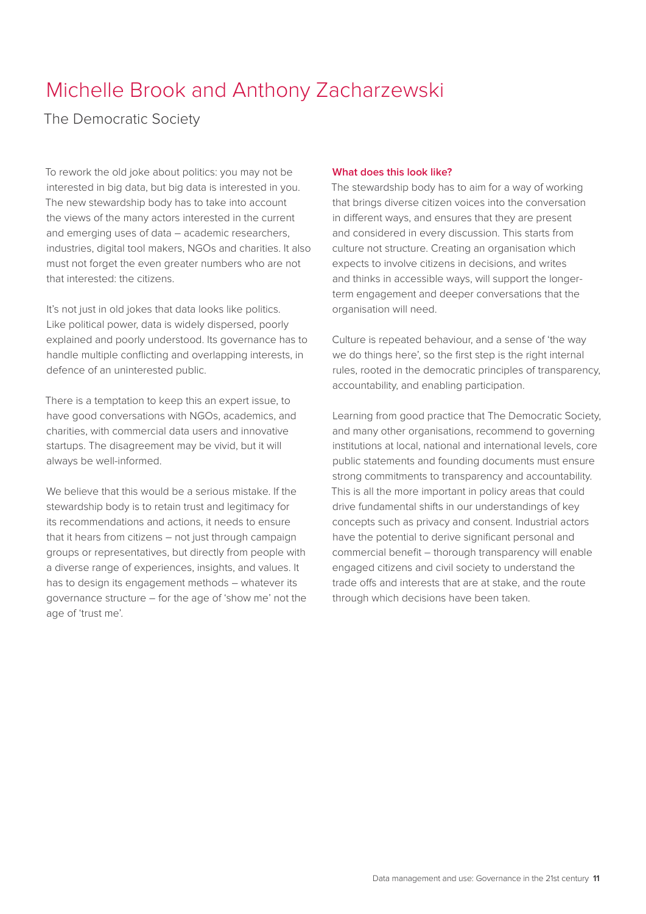# Michelle Brook and Anthony Zacharzewski

The Democratic Society

To rework the old joke about politics: you may not be interested in big data, but big data is interested in you. The new stewardship body has to take into account the views of the many actors interested in the current and emerging uses of data – academic researchers, industries, digital tool makers, NGOs and charities. It also must not forget the even greater numbers who are not that interested: the citizens.

It's not just in old jokes that data looks like politics. Like political power, data is widely dispersed, poorly explained and poorly understood. Its governance has to handle multiple conflicting and overlapping interests, in defence of an uninterested public.

There is a temptation to keep this an expert issue, to have good conversations with NGOs, academics, and charities, with commercial data users and innovative startups. The disagreement may be vivid, but it will always be well-informed.

We believe that this would be a serious mistake. If the stewardship body is to retain trust and legitimacy for its recommendations and actions, it needs to ensure that it hears from citizens – not just through campaign groups or representatives, but directly from people with a diverse range of experiences, insights, and values. It has to design its engagement methods – whatever its governance structure – for the age of 'show me' not the age of 'trust me'.

**What does this look like?**

The stewardship body has to aim for a way of working that brings diverse citizen voices into the conversation in different ways, and ensures that they are present and considered in every discussion. This starts from culture not structure. Creating an organisation which expects to involve citizens in decisions, and writes and thinks in accessible ways, will support the longer-term engagement and deeper conversations that the organisation will need.

Culture is repeated behaviour, and a sense of 'the way we do things here', so the first step is the right internal rules, rooted in the democratic principles of transparency, accountability, and enabling participation.

Learning from good practice that The Democratic Society, and many other organisations, recommend to governing institutions at local, national and international levels, core public statements and founding documents must ensure strong commitments to transparency and accountability. This is all the more important in policy areas that could drive fundamental shifts in our understandings of key concepts such as privacy and consent. Industrial actors have the potential to derive significant personal and commercial benefit – thorough transparency will enable engaged citizens and civil society to understand the trade offs and interests that are at stake, and the route through which decisions have been taken.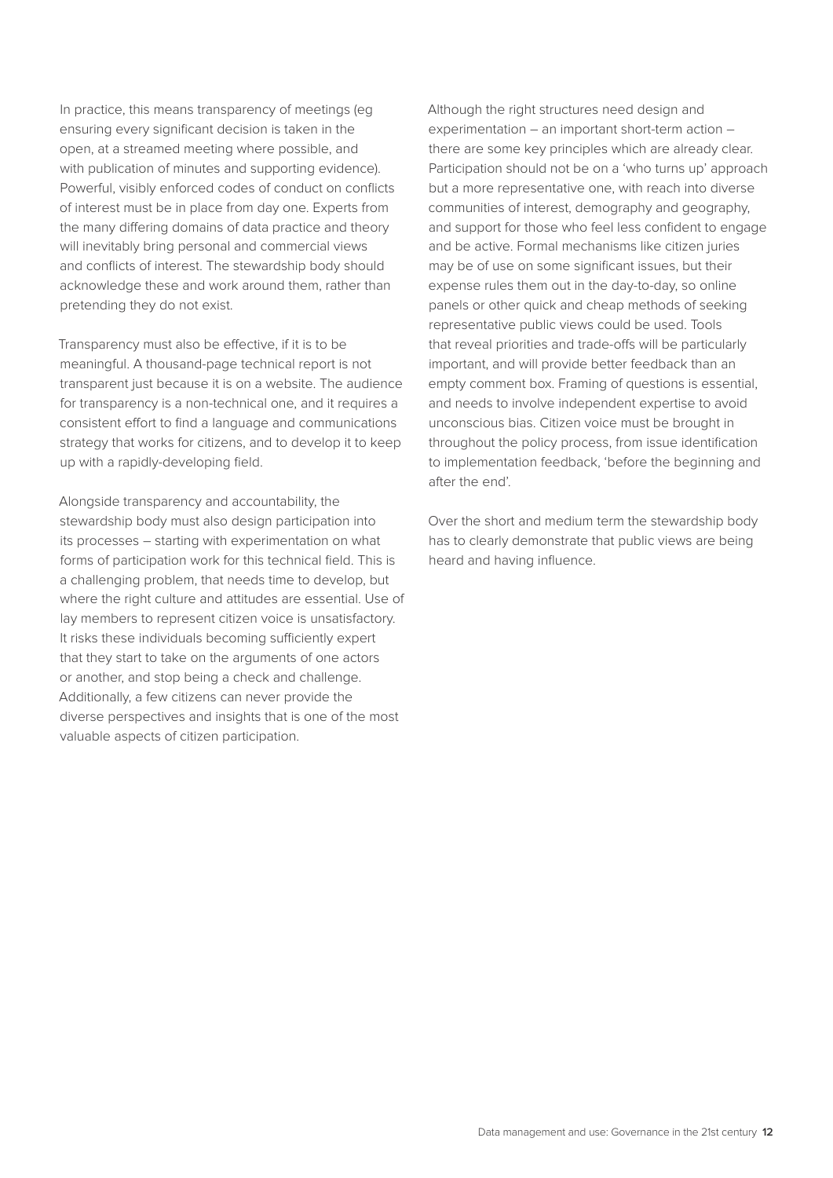In practice, this means transparency of meetings (eg ensuring every significant decision is taken in the open, at a streamed meeting where possible, and with publication of minutes and supporting evidence). Powerful, visibly enforced codes of conduct on conflicts of interest must be in place from day one. Experts from the many differing domains of data practice and theory will inevitably bring personal and commercial views and conflicts of interest. The stewardship body should acknowledge these and work around them, rather than pretending they do not exist.

Transparency must also be effective, if it is to be meaningful. A thousand-page technical report is not transparent just because it is on a website. The audience for transparency is a non-technical one, and it requires a consistent effort to find a language and communications strategy that works for citizens, and to develop it to keep up with a rapidly-developing field.

Alongside transparency and accountability, the stewardship body must also design participation into its processes – starting with experimentation on what forms of participation work for this technical field. This is a challenging problem, that needs time to develop, but where the right culture and attitudes are essential. Use of lay members to represent citizen voice is unsatisfactory. It risks these individuals becoming sufficiently expert that they start to take on the arguments of one actors or another, and stop being a check and challenge. Additionally, a few citizens can never provide the diverse perspectives and insights that is one of the most valuable aspects of citizen participation.

Although the right structures need design and experimentation – an important short-term action – there are some key principles which are already clear. Participation should not be on a 'who turns up' approach but a more representative one, with reach into diverse communities of interest, demography and geography, and support for those who feel less confident to engage and be active. Formal mechanisms like citizen juries may be of use on some significant issues, but their expense rules them out in the day-to-day, so online panels or other quick and cheap methods of seeking representative public views could be used. Tools that reveal priorities and trade-offs will be particularly important, and will provide better feedback than an empty comment box. Framing of questions is essential, and needs to involve independent expertise to avoid unconscious bias. Citizen voice must be brought in throughout the policy process, from issue identification to implementation feedback, 'before the beginning and after the end'.

Over the short and medium term the stewardship body has to clearly demonstrate that public views are being heard and having influence.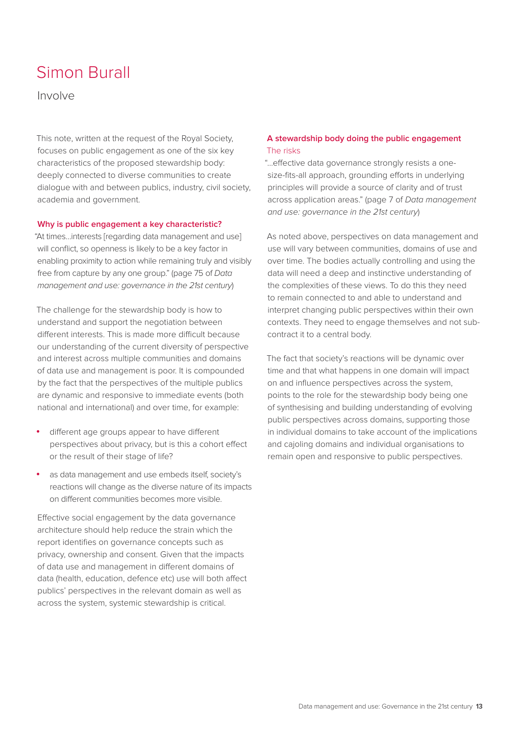# Simon Burall

Involve

This note, written at the request of the Royal Society, focuses on public engagement as one of the six key characteristics of the proposed stewardship body: deeply connected to diverse communities to create dialogue with and between publics, industry, civil society, academia and government.

### Why is public engagement a key characteristic?

"At times…interests [regarding data management and use] will conflict, so openness is likely to be a key factor in enabling proximity to action while remaining truly and visibly free from capture by any one group." (page 75 of *Data management and use: governance in the 21st century*)

The challenge for the stewardship body is how to understand and support the negotiation between different interests. This is made more difficult because our understanding of the current diversity of perspective and interest across multiple communities and domains of data use and management is poor. It is compounded by the fact that the perspectives of the multiple publics are dynamic and responsive to immediate events (both national and international) and over time, for example:

- different age groups appear to have different perspectives about privacy, but is this a cohort effect or the result of their stage of life?
- as data management and use embeds itself, society's reactions will change as the diverse nature of its impacts on different communities becomes more visible.

Effective social engagement by the data governance architecture should help reduce the strain which the report identifies on governance concepts such as privacy, ownership and consent. Given that the impacts of data use and management in different domains of data (health, education, defence etc) use will both affect publics' perspectives in the relevant domain as well as across the system, systemic stewardship is critical.

### A stewardship body doing the public engagement

#### The risks

"…effective data governance strongly resists a one-size-fits-all approach, grounding efforts in underlying principles will provide a source of clarity and of trust across application areas." (page 7 of *Data management and use: governance in the 21st century*)

As noted above, perspectives on data management and use will vary between communities, domains of use and over time. The bodies actually controlling and using the data will need a deep and instinctive understanding of the complexities of these views. To do this they need to remain connected to and able to understand and interpret changing public perspectives within their own contexts. They need to engage themselves and not sub-contract it to a central body.

The fact that society's reactions will be dynamic over time and that what happens in one domain will impact on and influence perspectives across the system, points to the role for the stewardship body being one of synthesising and building understanding of evolving public perspectives across domains, supporting those in individual domains to take account of the implications and cajoling domains and individual organisations to remain open and responsive to public perspectives.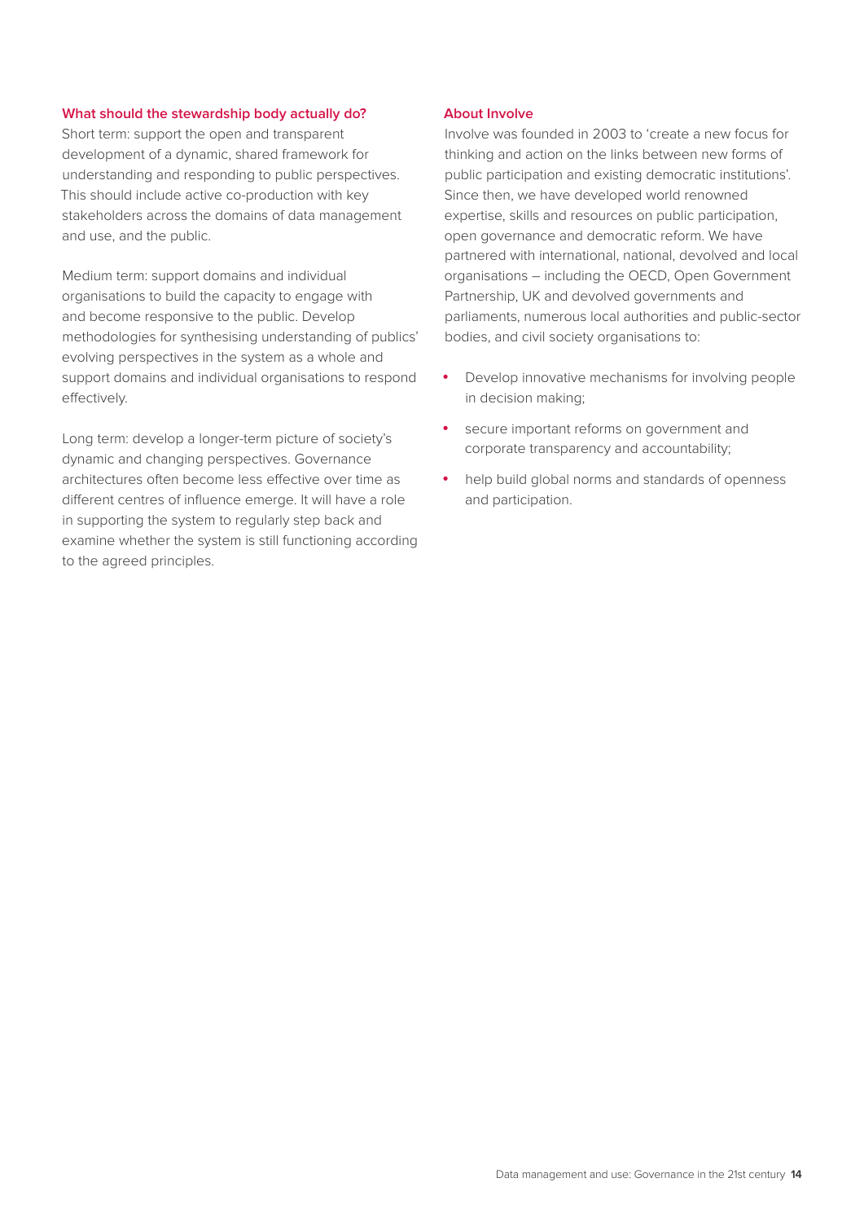### What should the stewardship body actually do?

Short term: support the open and transparent development of a dynamic, shared framework for understanding and responding to public perspectives. This should include active co-production with key stakeholders across the domains of data management and use, and the public.

Medium term: support domains and individual organisations to build the capacity to engage with and become responsive to the public. Develop methodologies for synthesising understanding of publics' evolving perspectives in the system as a whole and support domains and individual organisations to respond effectively.

Long term: develop a longer-term picture of society's dynamic and changing perspectives. Governance architectures often become less effective over time as different centres of influence emerge. It will have a role in supporting the system to regularly step back and examine whether the system is still functioning according to the agreed principles.

### About Involve

Involve was founded in 2003 to 'create a new focus for thinking and action on the links between new forms of public participation and existing democratic institutions'. Since then, we have developed world renowned expertise, skills and resources on public participation, open governance and democratic reform. We have partnered with international, national, devolved and local organisations – including the OECD, Open Government Partnership, UK and devolved governments and parliaments, numerous local authorities and public-sector bodies, and civil society organisations to:

- Develop innovative mechanisms for involving people in decision making;
- secure important reforms on government and corporate transparency and accountability;
- help build global norms and standards of openness and participation.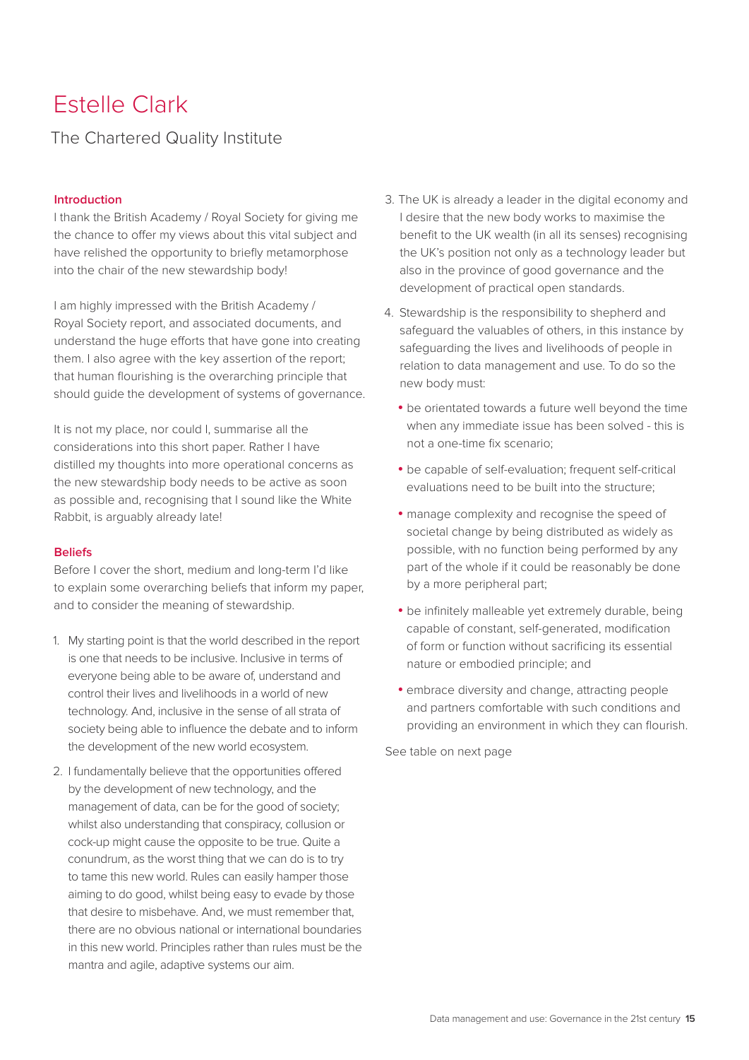# Estelle Clark

The Chartered Quality Institute

## Introduction

I thank the British Academy / Royal Society for giving me the chance to offer my views about this vital subject and have relished the opportunity to briefly metamorphose into the chair of the new stewardship body!

I am highly impressed with the British Academy / Royal Society report, and associated documents, and understand the huge efforts that have gone into creating them. I also agree with the key assertion of the report; that human flourishing is the overarching principle that should guide the development of systems of governance.

It is not my place, nor could I, summarise all the considerations into this short paper. Rather I have distilled my thoughts into more operational concerns as the new stewardship body needs to be active as soon as possible and, recognising that I sound like the White Rabbit, is arguably already late!

## Beliefs

Before I cover the short, medium and long-term I'd like to explain some overarching beliefs that inform my paper, and to consider the meaning of stewardship.

1. My starting point is that the world described in the report is one that needs to be inclusive. Inclusive in terms of everyone being able to be aware of, understand and control their lives and livelihoods in a world of new technology. And, inclusive in the sense of all strata of society being able to influence the debate and to inform the development of the new world ecosystem.
2. I fundamentally believe that the opportunities offered by the development of new technology, and the management of data, can be for the good of society; whilst also understanding that conspiracy, collusion or cock-up might cause the opposite to be true. Quite a conundrum, as the worst thing that we can do is to try to tame this new world. Rules can easily hamper those aiming to do good, whilst being easy to evade by those that desire to misbehave. And, we must remember that, there are no obvious national or international boundaries in this new world. Principles rather than rules must be the mantra and agile, adaptive systems our aim.
3. The UK is already a leader in the digital economy and I desire that the new body works to maximise the benefit to the UK wealth (in all its senses) recognising the UK's position not only as a technology leader but also in the province of good governance and the development of practical open standards.
4. Stewardship is the responsibility to shepherd and safeguard the valuables of others, in this instance by safeguarding the lives and livelihoods of people in relation to data management and use. To do so the new body must:
   - be orientated towards a future well beyond the time when any immediate issue has been solved - this is not a one-time fix scenario;
   - be capable of self-evaluation; frequent self-critical evaluations need to be built into the structure;
   - manage complexity and recognise the speed of societal change by being distributed as widely as possible, with no function being performed by any part of the whole if it could be reasonably be done by a more peripheral part;
   - be infinitely malleable yet extremely durable, being capable of constant, self-generated, modification of form or function without sacrificing its essential nature or embodied principle; and
   - embrace diversity and change, attracting people and partners comfortable with such conditions and providing an environment in which they can flourish.

See table on next page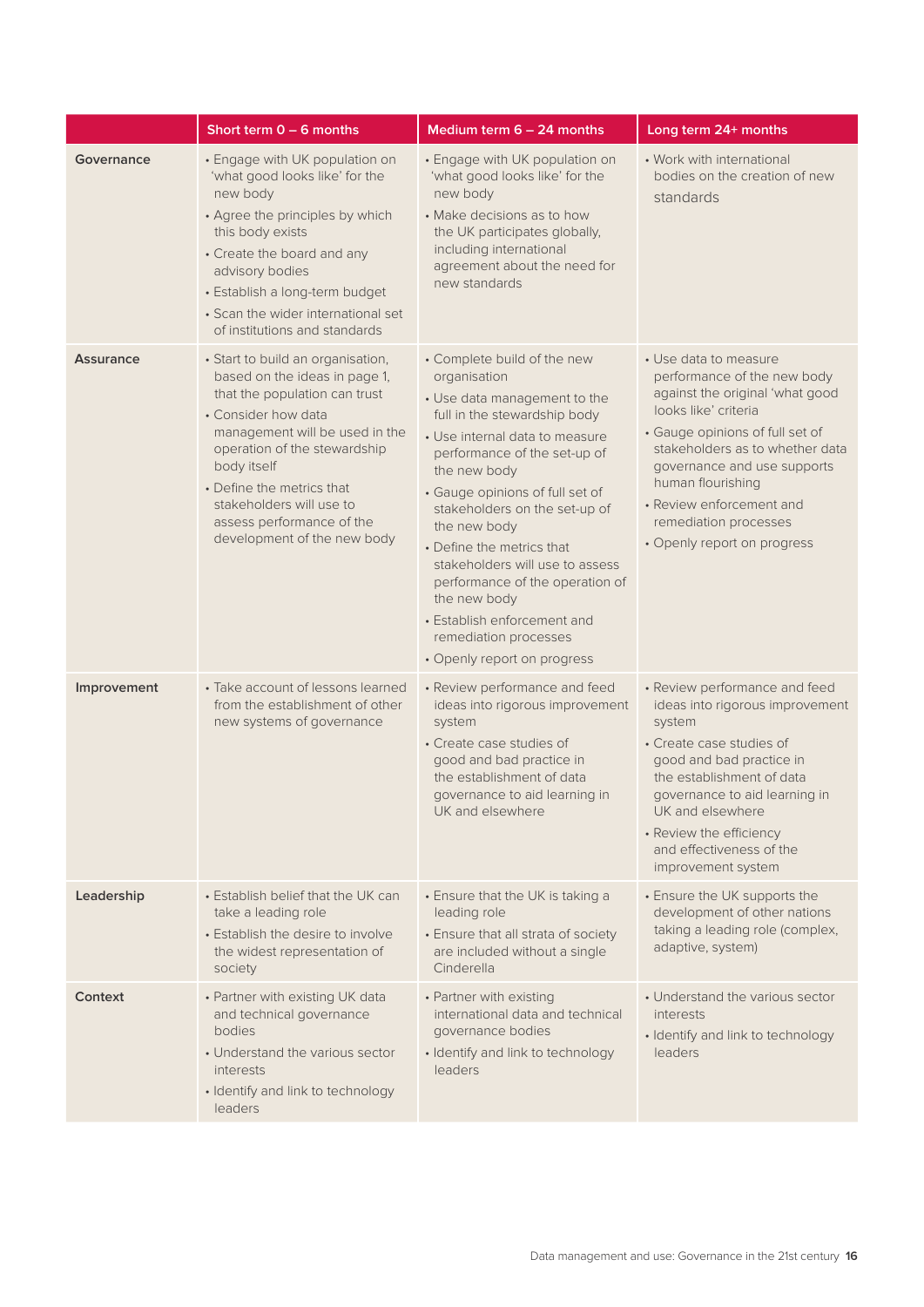| | Short term 0 – 6 months | Medium term 6 – 24 months | Long term 24+ months |
|---|---|---|---|
| **Governance** | • Engage with UK population on 'what good looks like' for the new body<br>• Agree the principles by which this body exists<br>• Create the board and any advisory bodies<br>• Establish a long-term budget<br>• Scan the wider international set of institutions and standards | • Engage with UK population on 'what good looks like' for the new body<br>• Make decisions as to how the UK participates globally, including international agreement about the need for new standards | • Work with international bodies on the creation of new standards |
| **Assurance** | • Start to build an organisation, based on the ideas in page 1, that the population can trust<br>• Consider how data management will be used in the operation of the stewardship body itself<br>• Define the metrics that stakeholders will use to assess performance of the development of the new body | • Complete build of the new organisation<br>• Use data management to the full in the stewardship body<br>• Use internal data to measure performance of the set-up of the new body<br>• Gauge opinions of full set of stakeholders on the set-up of the new body<br>• Define the metrics that stakeholders will use to assess performance of the operation of the new body<br>• Establish enforcement and remediation processes<br>• Openly report on progress | • Use data to measure performance of the new body against the original 'what good looks like' criteria<br>• Gauge opinions of full set of stakeholders as to whether data governance and use supports human flourishing<br>• Review enforcement and remediation processes<br>• Openly report on progress |
| **Improvement** | • Take account of lessons learned from the establishment of other new systems of governance | • Review performance and feed ideas into rigorous improvement system<br>• Create case studies of good and bad practice in the establishment of data governance to aid learning in UK and elsewhere | • Review performance and feed ideas into rigorous improvement system<br>• Create case studies of good and bad practice in the establishment of data governance to aid learning in UK and elsewhere<br>• Review the efficiency and effectiveness of the improvement system |
| **Leadership** | • Establish belief that the UK can take a leading role<br>• Establish the desire to involve the widest representation of society | • Ensure that the UK is taking a leading role<br>• Ensure that all strata of society are included without a single Cinderella | • Ensure the UK supports the development of other nations taking a leading role (complex, adaptive, system) |
| **Context** | • Partner with existing UK data and technical governance bodies<br>• Understand the various sector interests<br>• Identify and link to technology leaders | • Partner with existing international data and technical governance bodies<br>• Identify and link to technology leaders | • Understand the various sector interests<br>• Identify and link to technology leaders |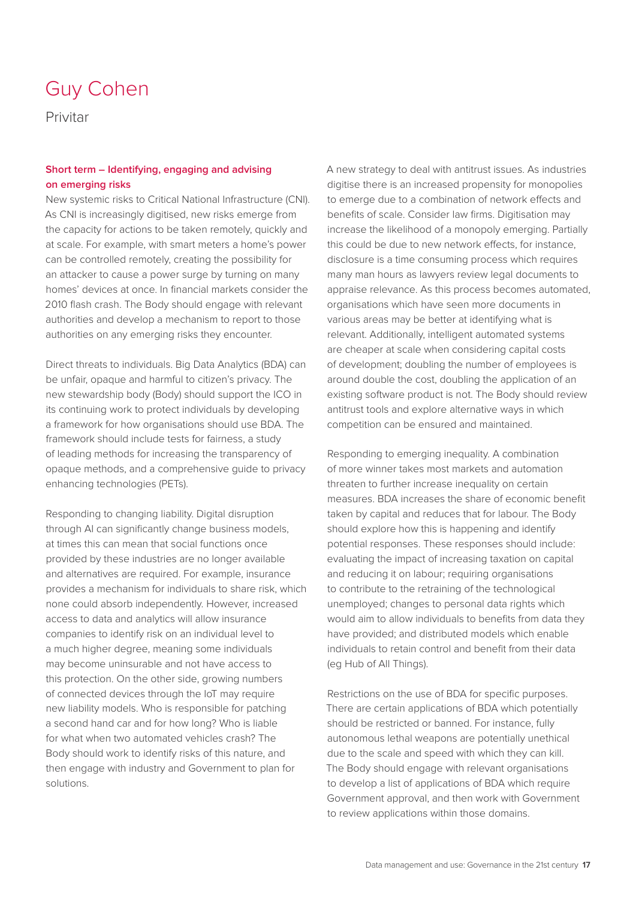# Guy Cohen

Privitar

### Short term – Identifying, engaging and advising on emerging risks

New systemic risks to Critical National Infrastructure (CNI). As CNI is increasingly digitised, new risks emerge from the capacity for actions to be taken remotely, quickly and at scale. For example, with smart meters a home's power can be controlled remotely, creating the possibility for an attacker to cause a power surge by turning on many homes' devices at once. In financial markets consider the 2010 flash crash. The Body should engage with relevant authorities and develop a mechanism to report to those authorities on any emerging risks they encounter.

Direct threats to individuals. Big Data Analytics (BDA) can be unfair, opaque and harmful to citizen's privacy. The new stewardship body (Body) should support the ICO in its continuing work to protect individuals by developing a framework for how organisations should use BDA. The framework should include tests for fairness, a study of leading methods for increasing the transparency of opaque methods, and a comprehensive guide to privacy enhancing technologies (PETs).

Responding to changing liability. Digital disruption through AI can significantly change business models, at times this can mean that social functions once provided by these industries are no longer available and alternatives are required. For example, insurance provides a mechanism for individuals to share risk, which none could absorb independently. However, increased access to data and analytics will allow insurance companies to identify risk on an individual level to a much higher degree, meaning some individuals may become uninsurable and not have access to this protection. On the other side, growing numbers of connected devices through the IoT may require new liability models. Who is responsible for patching a second hand car and for how long? Who is liable for what when two automated vehicles crash? The Body should work to identify risks of this nature, and then engage with industry and Government to plan for solutions.

A new strategy to deal with antitrust issues. As industries digitise there is an increased propensity for monopolies to emerge due to a combination of network effects and benefits of scale. Consider law firms. Digitisation may increase the likelihood of a monopoly emerging. Partially this could be due to new network effects, for instance, disclosure is a time consuming process which requires many man hours as lawyers review legal documents to appraise relevance. As this process becomes automated, organisations which have seen more documents in various areas may be better at identifying what is relevant. Additionally, intelligent automated systems are cheaper at scale when considering capital costs of development; doubling the number of employees is around double the cost, doubling the application of an existing software product is not. The Body should review antitrust tools and explore alternative ways in which competition can be ensured and maintained.

Responding to emerging inequality. A combination of more winner takes most markets and automation threaten to further increase inequality on certain measures. BDA increases the share of economic benefit taken by capital and reduces that for labour. The Body should explore how this is happening and identify potential responses. These responses should include: evaluating the impact of increasing taxation on capital and reducing it on labour; requiring organisations to contribute to the retraining of the technological unemployed; changes to personal data rights which would aim to allow individuals to benefits from data they have provided; and distributed models which enable individuals to retain control and benefit from their data (eg Hub of All Things).

Restrictions on the use of BDA for specific purposes. There are certain applications of BDA which potentially should be restricted or banned. For instance, fully autonomous lethal weapons are potentially unethical due to the scale and speed with which they can kill. The Body should engage with relevant organisations to develop a list of applications of BDA which require Government approval, and then work with Government to review applications within those domains.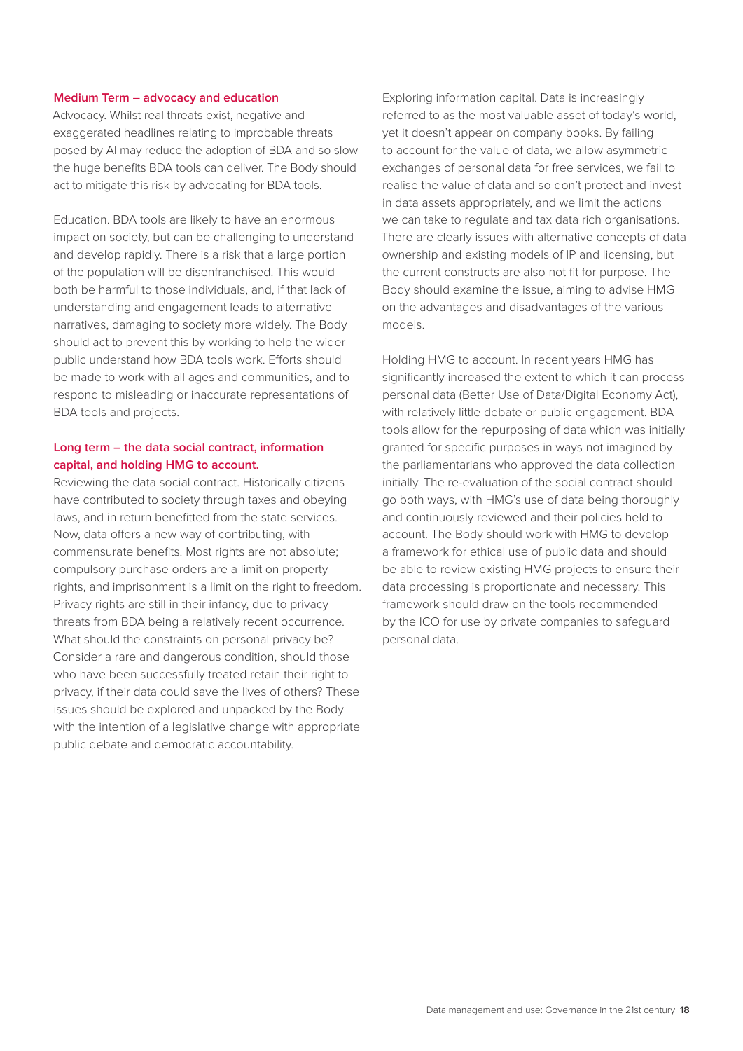### Medium Term – advocacy and education

Advocacy. Whilst real threats exist, negative and exaggerated headlines relating to improbable threats posed by AI may reduce the adoption of BDA and so slow the huge benefits BDA tools can deliver. The Body should act to mitigate this risk by advocating for BDA tools.

Education. BDA tools are likely to have an enormous impact on society, but can be challenging to understand and develop rapidly. There is a risk that a large portion of the population will be disenfranchised. This would both be harmful to those individuals, and, if that lack of understanding and engagement leads to alternative narratives, damaging to society more widely. The Body should act to prevent this by working to help the wider public understand how BDA tools work. Efforts should be made to work with all ages and communities, and to respond to misleading or inaccurate representations of BDA tools and projects.

### Long term – the data social contract, information capital, and holding HMG to account.

Reviewing the data social contract. Historically citizens have contributed to society through taxes and obeying laws, and in return benefitted from the state services. Now, data offers a new way of contributing, with commensurate benefits. Most rights are not absolute; compulsory purchase orders are a limit on property rights, and imprisonment is a limit on the right to freedom. Privacy rights are still in their infancy, due to privacy threats from BDA being a relatively recent occurrence. What should the constraints on personal privacy be? Consider a rare and dangerous condition, should those who have been successfully treated retain their right to privacy, if their data could save the lives of others? These issues should be explored and unpacked by the Body with the intention of a legislative change with appropriate public debate and democratic accountability.

Exploring information capital. Data is increasingly referred to as the most valuable asset of today's world, yet it doesn't appear on company books. By failing to account for the value of data, we allow asymmetric exchanges of personal data for free services, we fail to realise the value of data and so don't protect and invest in data assets appropriately, and we limit the actions we can take to regulate and tax data rich organisations. There are clearly issues with alternative concepts of data ownership and existing models of IP and licensing, but the current constructs are also not fit for purpose. The Body should examine the issue, aiming to advise HMG on the advantages and disadvantages of the various models.

Holding HMG to account. In recent years HMG has significantly increased the extent to which it can process personal data (Better Use of Data/Digital Economy Act), with relatively little debate or public engagement. BDA tools allow for the repurposing of data which was initially granted for specific purposes in ways not imagined by the parliamentarians who approved the data collection initially. The re-evaluation of the social contract should go both ways, with HMG's use of data being thoroughly and continuously reviewed and their policies held to account. The Body should work with HMG to develop a framework for ethical use of public data and should be able to review existing HMG projects to ensure their data processing is proportionate and necessary. This framework should draw on the tools recommended by the ICO for use by private companies to safeguard personal data.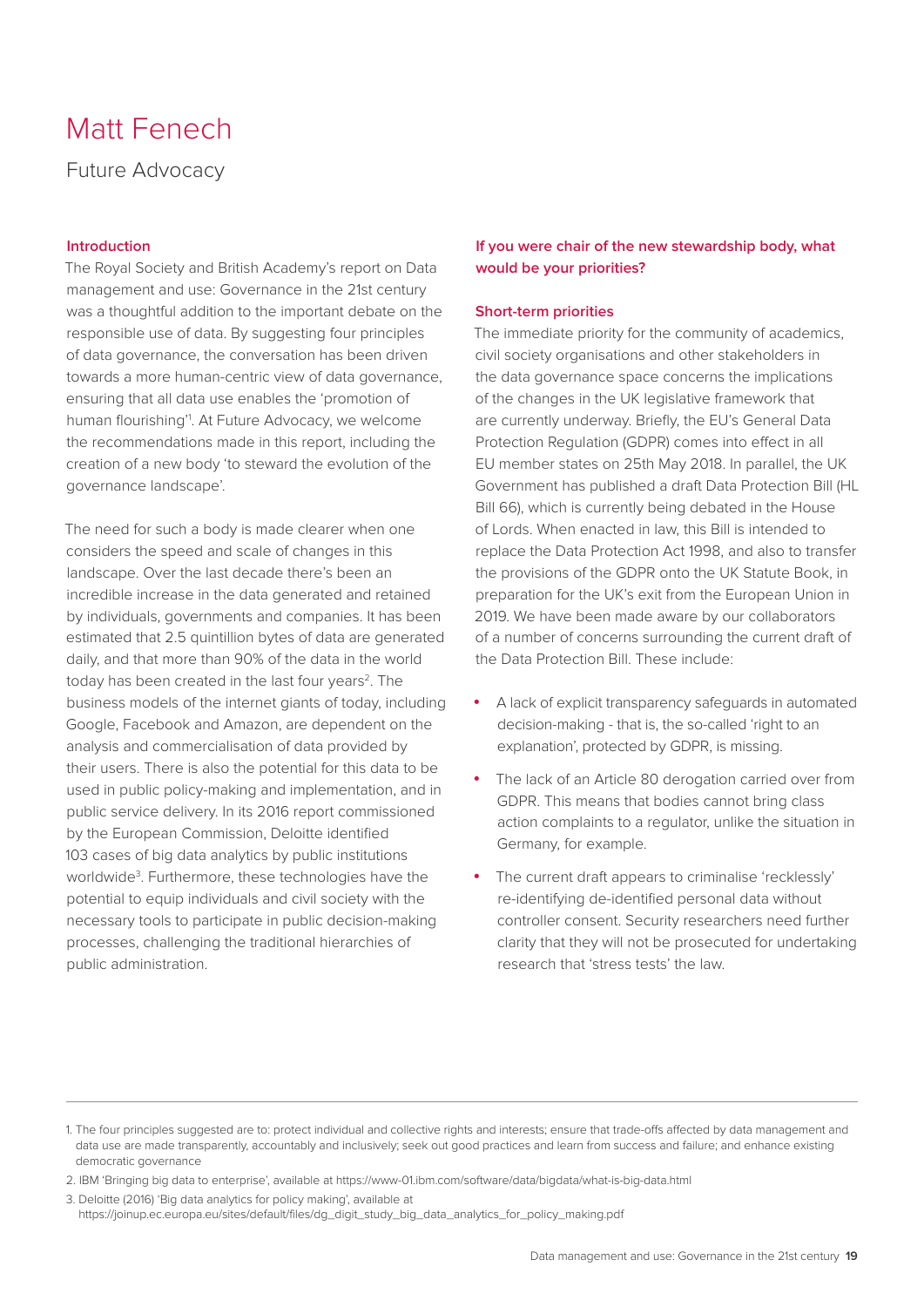# Matt Fenech

## Future Advocacy

### Introduction

The Royal Society and British Academy's report on Data management and use: Governance in the 21st century was a thoughtful addition to the important debate on the responsible use of data. By suggesting four principles of data governance, the conversation has been driven towards a more human-centric view of data governance, ensuring that all data use enables the 'promotion of human flourishing'[1]. At Future Advocacy, we welcome the recommendations made in this report, including the creation of a new body 'to steward the evolution of the governance landscape'.

The need for such a body is made clearer when one considers the speed and scale of changes in this landscape. Over the last decade there's been an incredible increase in the data generated and retained by individuals, governments and companies. It has been estimated that 2.5 quintillion bytes of data are generated daily, and that more than 90% of the data in the world today has been created in the last four years[2]. The business models of the internet giants of today, including Google, Facebook and Amazon, are dependent on the analysis and commercialisation of data provided by their users. There is also the potential for this data to be used in public policy-making and implementation, and in public service delivery. In its 2016 report commissioned by the European Commission, Deloitte identified 103 cases of big data analytics by public institutions worldwide[3]. Furthermore, these technologies have the potential to equip individuals and civil society with the necessary tools to participate in public decision-making processes, challenging the traditional hierarchies of public administration.

### If you were chair of the new stewardship body, what would be your priorities?

### Short-term priorities

The immediate priority for the community of academics, civil society organisations and other stakeholders in the data governance space concerns the implications of the changes in the UK legislative framework that are currently underway. Briefly, the EU's General Data Protection Regulation (GDPR) comes into effect in all EU member states on 25th May 2018. In parallel, the UK Government has published a draft Data Protection Bill (HL Bill 66), which is currently being debated in the House of Lords. When enacted in law, this Bill is intended to replace the Data Protection Act 1998, and also to transfer the provisions of the GDPR onto the UK Statute Book, in preparation for the UK's exit from the European Union in 2019. We have been made aware by our collaborators of a number of concerns surrounding the current draft of the Data Protection Bill. These include:

- A lack of explicit transparency safeguards in automated decision-making - that is, the so-called 'right to an explanation', protected by GDPR, is missing.
- The lack of an Article 80 derogation carried over from GDPR. This means that bodies cannot bring class action complaints to a regulator, unlike the situation in Germany, for example.
- The current draft appears to criminalise 'recklessly' re-identifying de-identified personal data without controller consent. Security researchers need further clarity that they will not be prosecuted for undertaking research that 'stress tests' the law.

---

1. The four principles suggested are to: protect individual and collective rights and interests; ensure that trade-offs affected by data management and data use are made transparently, accountably and inclusively; seek out good practices and learn from success and failure; and enhance existing democratic governance
2. IBM 'Bringing big data to enterprise', available at https://www-01.ibm.com/software/data/bigdata/what-is-big-data.html
3. Deloitte (2016) 'Big data analytics for policy making', available at https://joinup.ec.europa.eu/sites/default/files/dg_digit_study_big_data_analytics_for_policy_making.pdf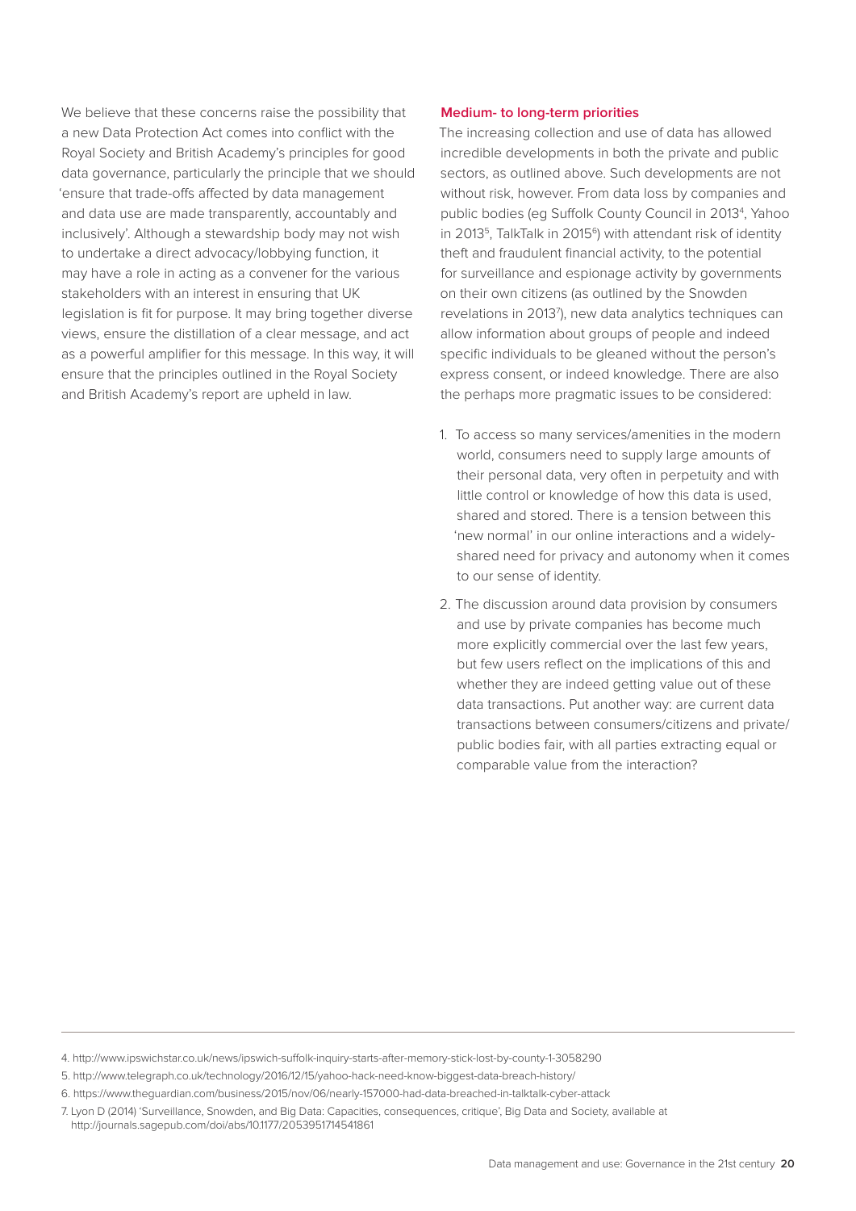We believe that these concerns raise the possibility that a new Data Protection Act comes into conflict with the Royal Society and British Academy's principles for good data governance, particularly the principle that we should 'ensure that trade-offs affected by data management and data use are made transparently, accountably and inclusively'. Although a stewardship body may not wish to undertake a direct advocacy/lobbying function, it may have a role in acting as a convener for the various stakeholders with an interest in ensuring that UK legislation is fit for purpose. It may bring together diverse views, ensure the distillation of a clear message, and act as a powerful amplifier for this message. In this way, it will ensure that the principles outlined in the Royal Society and British Academy's report are upheld in law.

### Medium- to long-term priorities

The increasing collection and use of data has allowed incredible developments in both the private and public sectors, as outlined above. Such developments are not without risk, however. From data loss by companies and public bodies (eg Suffolk County Council in 2013[4], Yahoo in 2013[5], TalkTalk in 2015[6]) with attendant risk of identity theft and fraudulent financial activity, to the potential for surveillance and espionage activity by governments on their own citizens (as outlined by the Snowden revelations in 2013[7]), new data analytics techniques can allow information about groups of people and indeed specific individuals to be gleaned without the person's express consent, or indeed knowledge. There are also the perhaps more pragmatic issues to be considered:

1. To access so many services/amenities in the modern world, consumers need to supply large amounts of their personal data, very often in perpetuity and with little control or knowledge of how this data is used, shared and stored. There is a tension between this 'new normal' in our online interactions and a widely-shared need for privacy and autonomy when it comes to our sense of identity.
2. The discussion around data provision by consumers and use by private companies has become much more explicitly commercial over the last few years, but few users reflect on the implications of this and whether they are indeed getting value out of these data transactions. Put another way: are current data transactions between consumers/citizens and private/public bodies fair, with all parties extracting equal or comparable value from the interaction?

---

4. http://www.ipswichstar.co.uk/news/ipswich-suffolk-inquiry-starts-after-memory-stick-lost-by-county-1-3058290
5. http://www.telegraph.co.uk/technology/2016/12/15/yahoo-hack-need-know-biggest-data-breach-history/
6. https://www.theguardian.com/business/2015/nov/06/nearly-157000-had-data-breached-in-talktalk-cyber-attack
7. Lyon D (2014) 'Surveillance, Snowden, and Big Data: Capacities, consequences, critique', Big Data and Society, available at http://journals.sagepub.com/doi/abs/10.1177/2053951714541861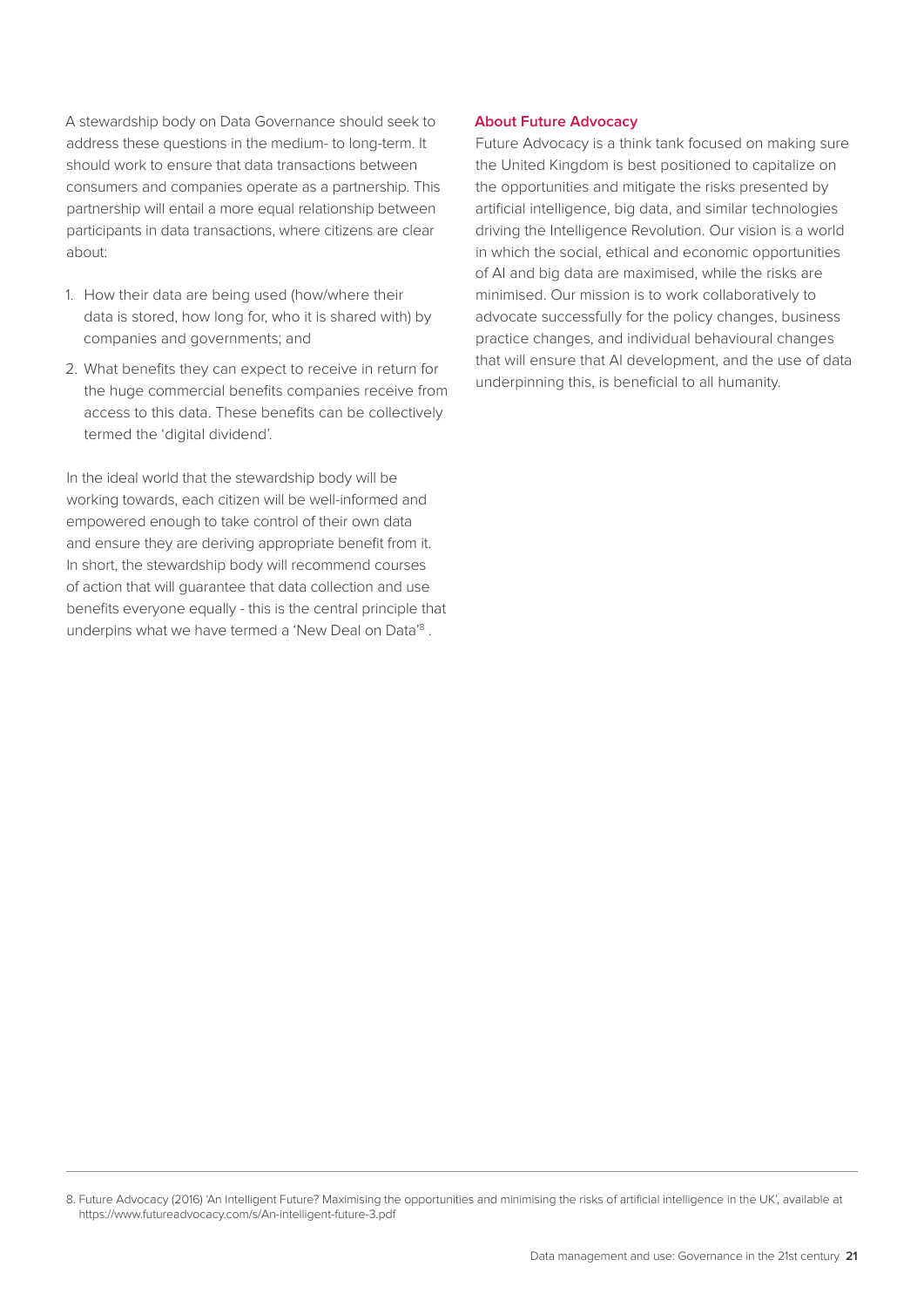A stewardship body on Data Governance should seek to address these questions in the medium- to long-term. It should work to ensure that data transactions between consumers and companies operate as a partnership. This partnership will entail a more equal relationship between participants in data transactions, where citizens are clear about:

1. How their data are being used (how/where their data is stored, how long for, who it is shared with) by companies and governments; and
2. What benefits they can expect to receive in return for the huge commercial benefits companies receive from access to this data. These benefits can be collectively termed the 'digital dividend'.

In the ideal world that the stewardship body will be working towards, each citizen will be well-informed and empowered enough to take control of their own data and ensure they are deriving appropriate benefit from it. In short, the stewardship body will recommend courses of action that will guarantee that data collection and use benefits everyone equally - this is the central principle that underpins what we have termed a 'New Deal on Data'[8] .

## About Future Advocacy

Future Advocacy is a think tank focused on making sure the United Kingdom is best positioned to capitalize on the opportunities and mitigate the risks presented by artificial intelligence, big data, and similar technologies driving the Intelligence Revolution. Our vision is a world in which the social, ethical and economic opportunities of AI and big data are maximised, while the risks are minimised. Our mission is to work collaboratively to advocate successfully for the policy changes, business practice changes, and individual behavioural changes that will ensure that AI development, and the use of data underpinning this, is beneficial to all humanity.

---

8. Future Advocacy (2016) 'An Intelligent Future? Maximising the opportunities and minimising the risks of artificial intelligence in the UK', available at https://www.futureadvocacy.com/s/An-intelligent-future-3.pdf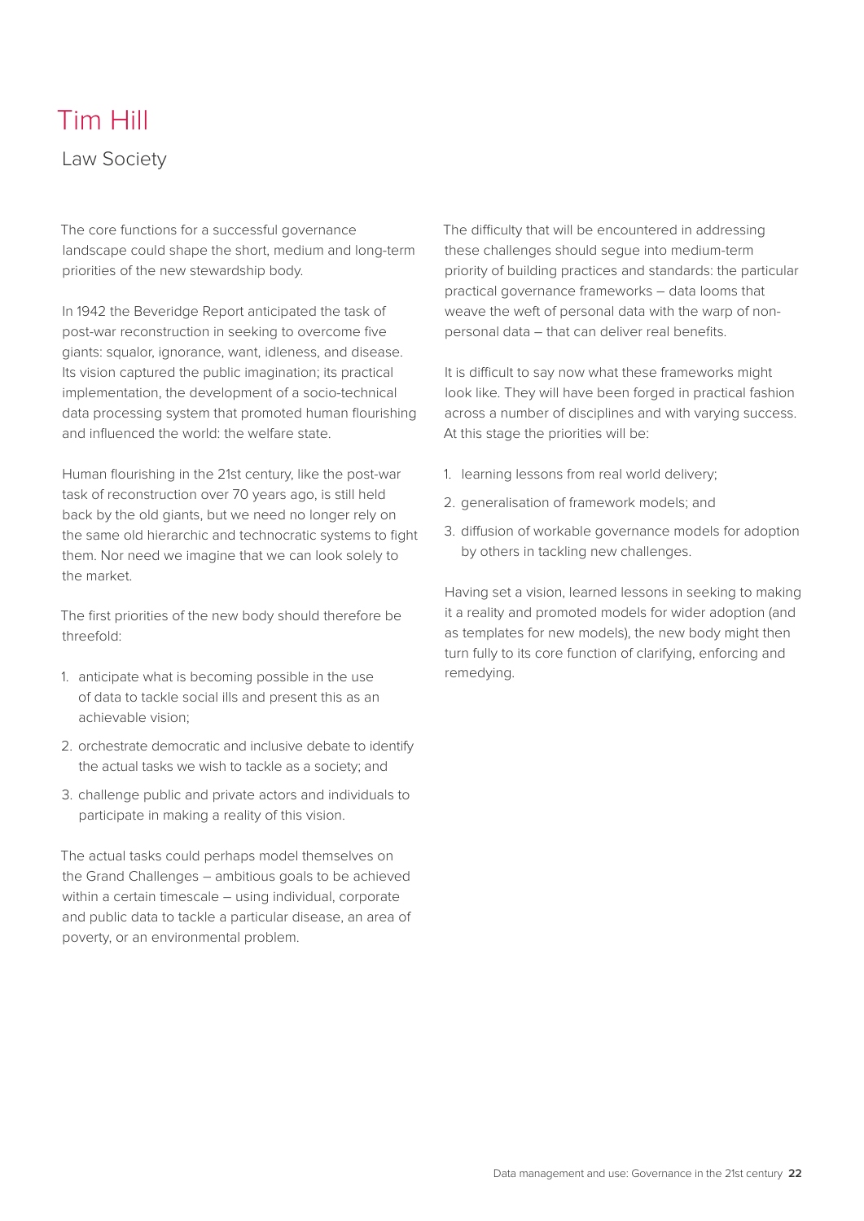# Tim Hill

## Law Society

The core functions for a successful governance landscape could shape the short, medium and long-term priorities of the new stewardship body.

In 1942 the Beveridge Report anticipated the task of post-war reconstruction in seeking to overcome five giants: squalor, ignorance, want, idleness, and disease. Its vision captured the public imagination; its practical implementation, the development of a socio-technical data processing system that promoted human flourishing and influenced the world: the welfare state.

Human flourishing in the 21st century, like the post-war task of reconstruction over 70 years ago, is still held back by the old giants, but we need no longer rely on the same old hierarchic and technocratic systems to fight them. Nor need we imagine that we can look solely to the market.

The first priorities of the new body should therefore be threefold:

1. anticipate what is becoming possible in the use of data to tackle social ills and present this as an achievable vision;
2. orchestrate democratic and inclusive debate to identify the actual tasks we wish to tackle as a society; and
3. challenge public and private actors and individuals to participate in making a reality of this vision.

The actual tasks could perhaps model themselves on the Grand Challenges – ambitious goals to be achieved within a certain timescale – using individual, corporate and public data to tackle a particular disease, an area of poverty, or an environmental problem.

The difficulty that will be encountered in addressing these challenges should segue into medium-term priority of building practices and standards: the particular practical governance frameworks – data looms that weave the weft of personal data with the warp of non-personal data – that can deliver real benefits.

It is difficult to say now what these frameworks might look like. They will have been forged in practical fashion across a number of disciplines and with varying success. At this stage the priorities will be:

1. learning lessons from real world delivery;
2. generalisation of framework models; and
3. diffusion of workable governance models for adoption by others in tackling new challenges.

Having set a vision, learned lessons in seeking to making it a reality and promoted models for wider adoption (and as templates for new models), the new body might then turn fully to its core function of clarifying, enforcing and remedying.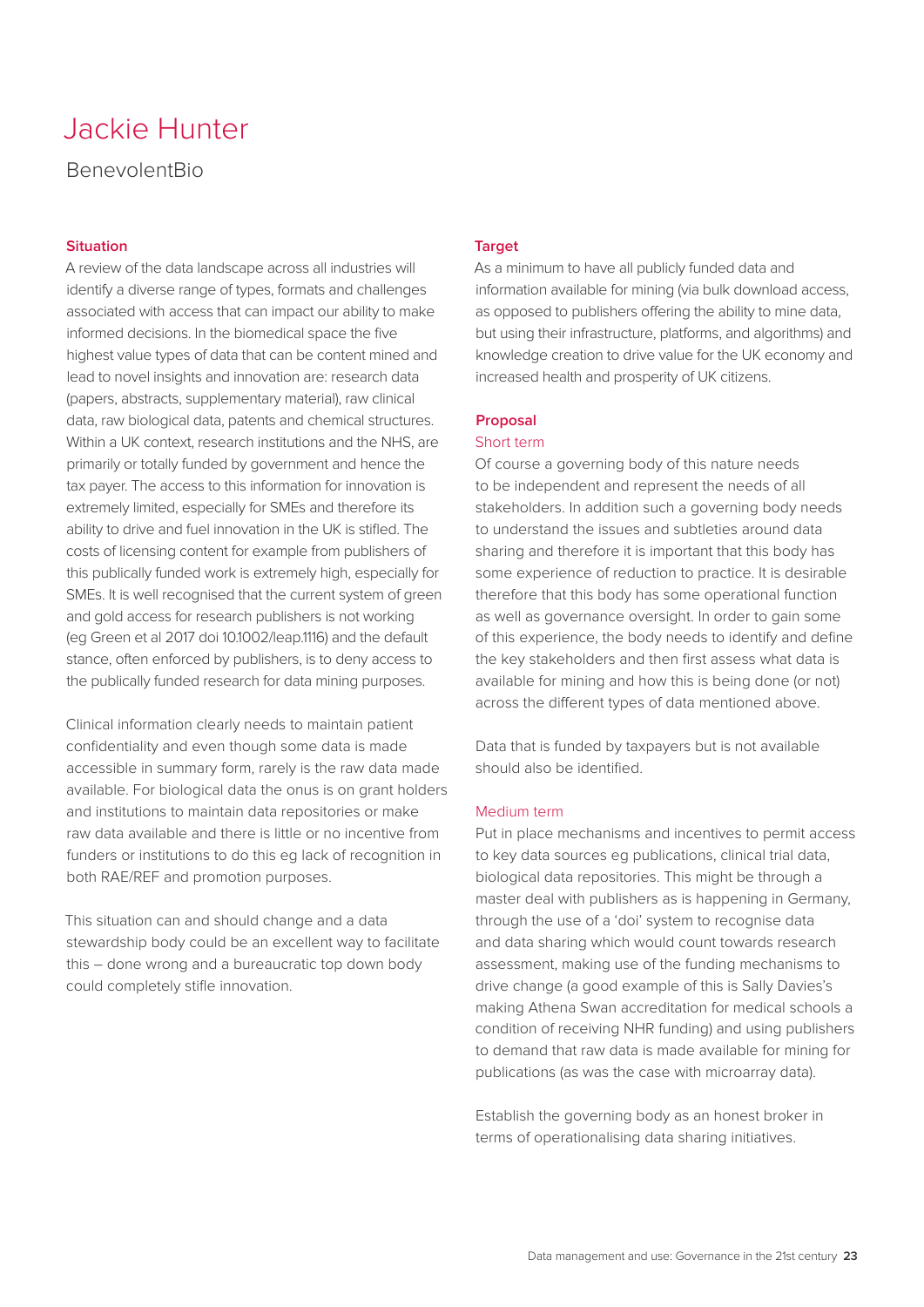# Jackie Hunter

BenevolentBio

### Situation

A review of the data landscape across all industries will identify a diverse range of types, formats and challenges associated with access that can impact our ability to make informed decisions. In the biomedical space the five highest value types of data that can be content mined and lead to novel insights and innovation are: research data (papers, abstracts, supplementary material), raw clinical data, raw biological data, patents and chemical structures. Within a UK context, research institutions and the NHS, are primarily or totally funded by government and hence the tax payer. The access to this information for innovation is extremely limited, especially for SMEs and therefore its ability to drive and fuel innovation in the UK is stifled. The costs of licensing content for example from publishers of this publically funded work is extremely high, especially for SMEs. It is well recognised that the current system of green and gold access for research publishers is not working (eg Green et al 2017 doi 10.1002/leap.1116) and the default stance, often enforced by publishers, is to deny access to the publically funded research for data mining purposes.

Clinical information clearly needs to maintain patient confidentiality and even though some data is made accessible in summary form, rarely is the raw data made available. For biological data the onus is on grant holders and institutions to maintain data repositories or make raw data available and there is little or no incentive from funders or institutions to do this eg lack of recognition in both RAE/REF and promotion purposes.

This situation can and should change and a data stewardship body could be an excellent way to facilitate this – done wrong and a bureaucratic top down body could completely stifle innovation.

### Target

As a minimum to have all publicly funded data and information available for mining (via bulk download access, as opposed to publishers offering the ability to mine data, but using their infrastructure, platforms, and algorithms) and knowledge creation to drive value for the UK economy and increased health and prosperity of UK citizens.

### Proposal

#### Short term

Of course a governing body of this nature needs to be independent and represent the needs of all stakeholders. In addition such a governing body needs to understand the issues and subtleties around data sharing and therefore it is important that this body has some experience of reduction to practice. It is desirable therefore that this body has some operational function as well as governance oversight. In order to gain some of this experience, the body needs to identify and define the key stakeholders and then first assess what data is available for mining and how this is being done (or not) across the different types of data mentioned above.

Data that is funded by taxpayers but is not available should also be identified.

#### Medium term

Put in place mechanisms and incentives to permit access to key data sources eg publications, clinical trial data, biological data repositories. This might be through a master deal with publishers as is happening in Germany, through the use of a 'doi' system to recognise data and data sharing which would count towards research assessment, making use of the funding mechanisms to drive change (a good example of this is Sally Davies's making Athena Swan accreditation for medical schools a condition of receiving NHR funding) and using publishers to demand that raw data is made available for mining for publications (as was the case with microarray data).

Establish the governing body as an honest broker in terms of operationalising data sharing initiatives.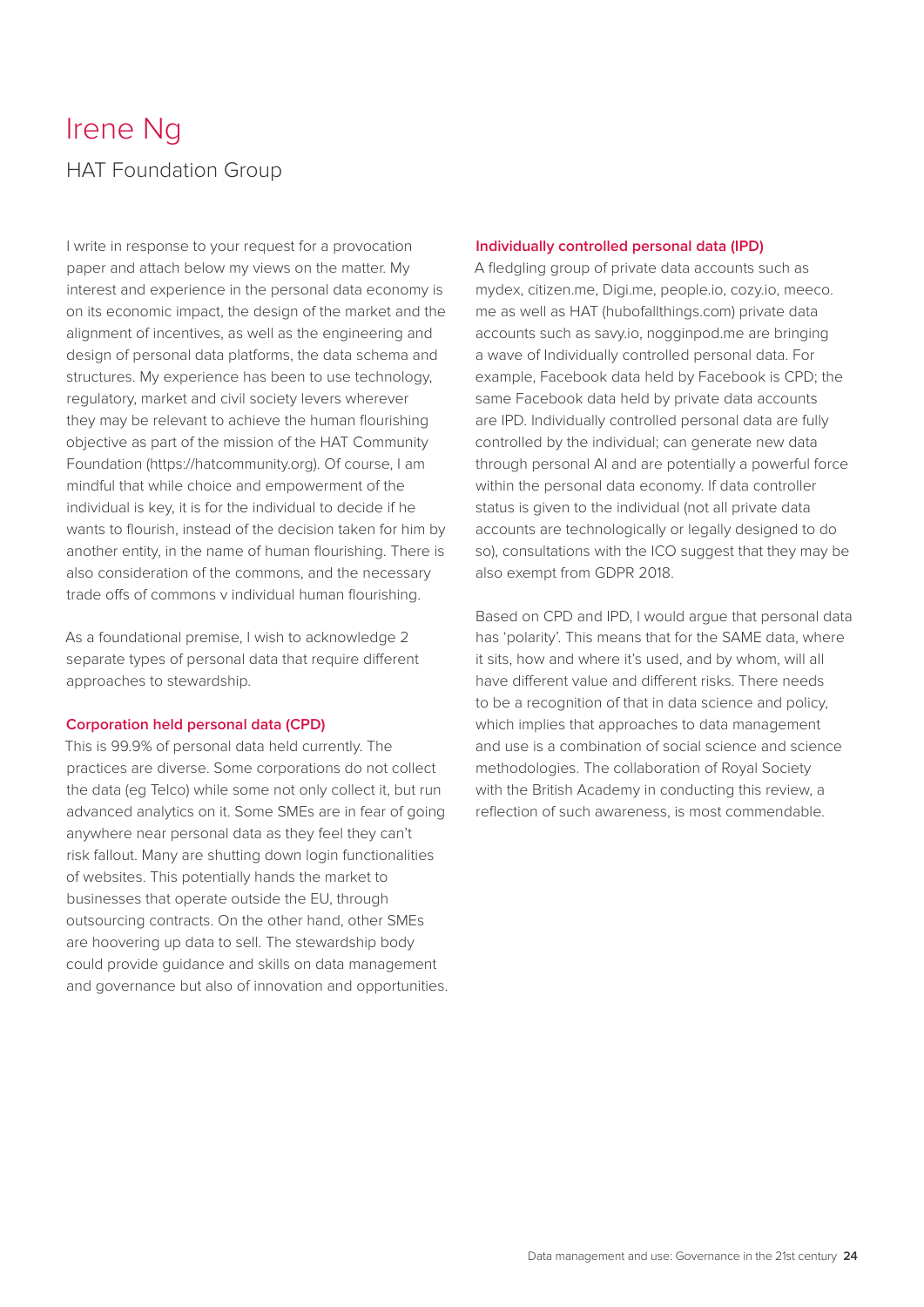# Irene Ng

## HAT Foundation Group

I write in response to your request for a provocation paper and attach below my views on the matter. My interest and experience in the personal data economy is on its economic impact, the design of the market and the alignment of incentives, as well as the engineering and design of personal data platforms, the data schema and structures. My experience has been to use technology, regulatory, market and civil society levers wherever they may be relevant to achieve the human flourishing objective as part of the mission of the HAT Community Foundation (https://hatcommunity.org). Of course, I am mindful that while choice and empowerment of the individual is key, it is for the individual to decide if he wants to flourish, instead of the decision taken for him by another entity, in the name of human flourishing. There is also consideration of the commons, and the necessary trade offs of commons v individual human flourishing.

As a foundational premise, I wish to acknowledge 2 separate types of personal data that require different approaches to stewardship.

### Corporation held personal data (CPD)

This is 99.9% of personal data held currently. The practices are diverse. Some corporations do not collect the data (eg Telco) while some not only collect it, but run advanced analytics on it. Some SMEs are in fear of going anywhere near personal data as they feel they can't risk fallout. Many are shutting down login functionalities of websites. This potentially hands the market to businesses that operate outside the EU, through outsourcing contracts. On the other hand, other SMEs are hoovering up data to sell. The stewardship body could provide guidance and skills on data management and governance but also of innovation and opportunities.

### Individually controlled personal data (IPD)

A fledgling group of private data accounts such as mydex, citizen.me, Digi.me, people.io, cozy.io, meeco.me as well as HAT (hubofallthings.com) private data accounts such as savy.io, nogginpod.me are bringing a wave of Individually controlled personal data. For example, Facebook data held by Facebook is CPD; the same Facebook data held by private data accounts are IPD. Individually controlled personal data are fully controlled by the individual; can generate new data through personal AI and are potentially a powerful force within the personal data economy. If data controller status is given to the individual (not all private data accounts are technologically or legally designed to do so), consultations with the ICO suggest that they may be also exempt from GDPR 2018.

Based on CPD and IPD, I would argue that personal data has 'polarity'. This means that for the SAME data, where it sits, how and where it's used, and by whom, will all have different value and different risks. There needs to be a recognition of that in data science and policy, which implies that approaches to data management and use is a combination of social science and science methodologies. The collaboration of Royal Society with the British Academy in conducting this review, a reflection of such awareness, is most commendable.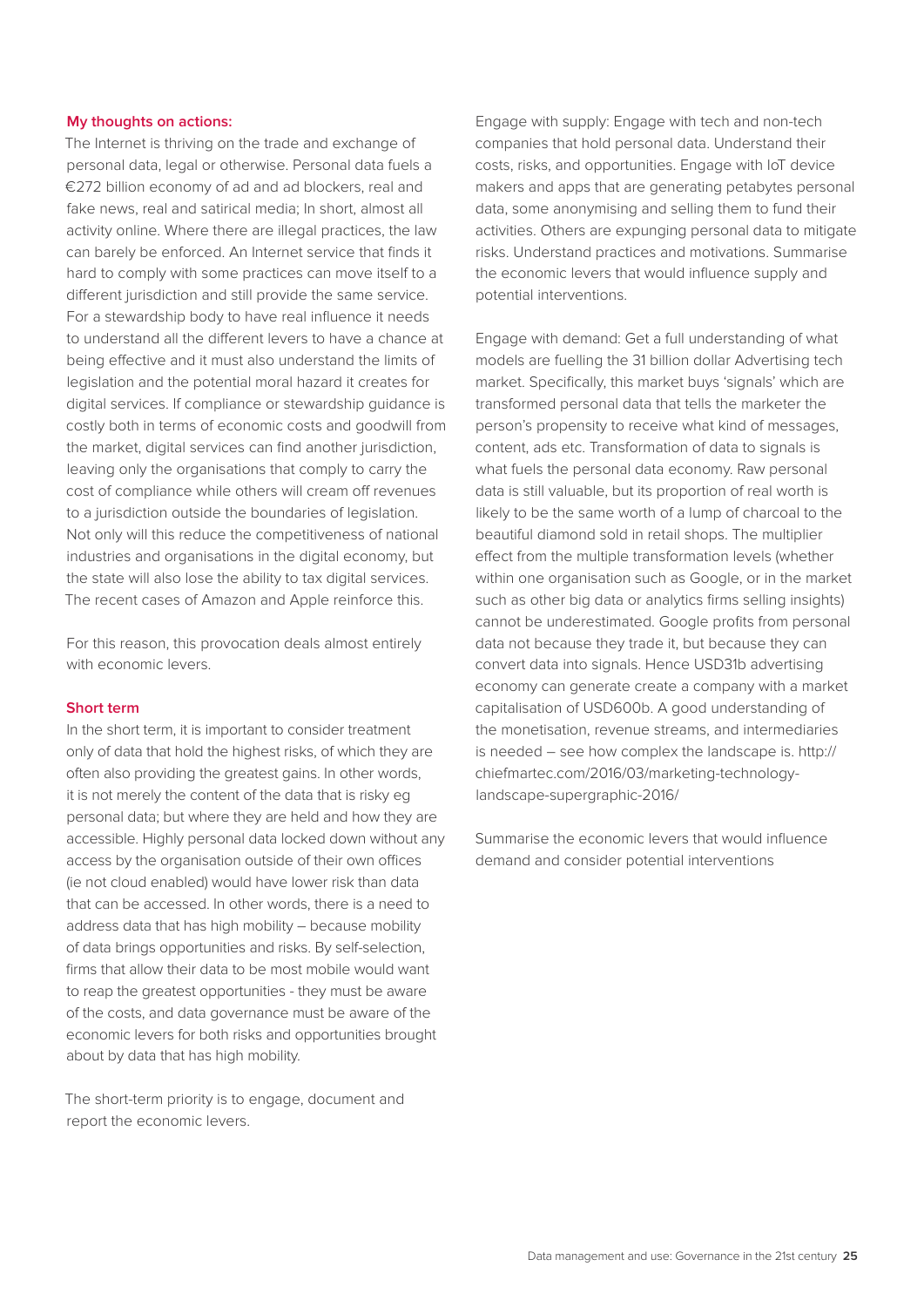**My thoughts on actions:**

The Internet is thriving on the trade and exchange of personal data, legal or otherwise. Personal data fuels a €272 billion economy of ad and ad blockers, real and fake news, real and satirical media; In short, almost all activity online. Where there are illegal practices, the law can barely be enforced. An Internet service that finds it hard to comply with some practices can move itself to a different jurisdiction and still provide the same service. For a stewardship body to have real influence it needs to understand all the different levers to have a chance at being effective and it must also understand the limits of legislation and the potential moral hazard it creates for digital services. If compliance or stewardship guidance is costly both in terms of economic costs and goodwill from the market, digital services can find another jurisdiction, leaving only the organisations that comply to carry the cost of compliance while others will cream off revenues to a jurisdiction outside the boundaries of legislation. Not only will this reduce the competitiveness of national industries and organisations in the digital economy, but the state will also lose the ability to tax digital services. The recent cases of Amazon and Apple reinforce this.

For this reason, this provocation deals almost entirely with economic levers.

**Short term**

In the short term, it is important to consider treatment only of data that hold the highest risks, of which they are often also providing the greatest gains. In other words, it is not merely the content of the data that is risky eg personal data; but where they are held and how they are accessible. Highly personal data locked down without any access by the organisation outside of their own offices (ie not cloud enabled) would have lower risk than data that can be accessed. In other words, there is a need to address data that has high mobility – because mobility of data brings opportunities and risks. By self-selection, firms that allow their data to be most mobile would want to reap the greatest opportunities - they must be aware of the costs, and data governance must be aware of the economic levers for both risks and opportunities brought about by data that has high mobility.

The short-term priority is to engage, document and report the economic levers.

Engage with supply: Engage with tech and non-tech companies that hold personal data. Understand their costs, risks, and opportunities. Engage with IoT device makers and apps that are generating petabytes personal data, some anonymising and selling them to fund their activities. Others are expunging personal data to mitigate risks. Understand practices and motivations. Summarise the economic levers that would influence supply and potential interventions.

Engage with demand: Get a full understanding of what models are fuelling the 31 billion dollar Advertising tech market. Specifically, this market buys 'signals' which are transformed personal data that tells the marketer the person's propensity to receive what kind of messages, content, ads etc. Transformation of data to signals is what fuels the personal data economy. Raw personal data is still valuable, but its proportion of real worth is likely to be the same worth of a lump of charcoal to the beautiful diamond sold in retail shops. The multiplier effect from the multiple transformation levels (whether within one organisation such as Google, or in the market such as other big data or analytics firms selling insights) cannot be underestimated. Google profits from personal data not because they trade it, but because they can convert data into signals. Hence USD31b advertising economy can generate create a company with a market capitalisation of USD600b. A good understanding of the monetisation, revenue streams, and intermediaries is needed – see how complex the landscape is. http://chiefmartec.com/2016/03/marketing-technology-landscape-supergraphic-2016/

Summarise the economic levers that would influence demand and consider potential interventions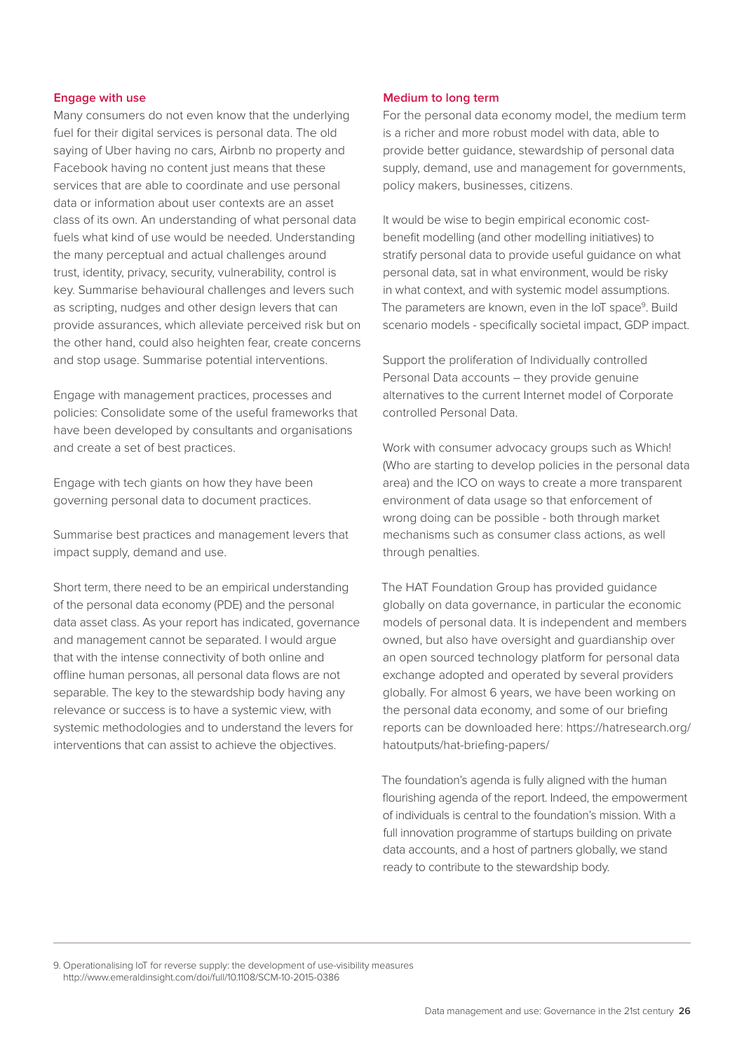### Engage with use

Many consumers do not even know that the underlying fuel for their digital services is personal data. The old saying of Uber having no cars, Airbnb no property and Facebook having no content just means that these services that are able to coordinate and use personal data or information about user contexts are an asset class of its own. An understanding of what personal data fuels what kind of use would be needed. Understanding the many perceptual and actual challenges around trust, identity, privacy, security, vulnerability, control is key. Summarise behavioural challenges and levers such as scripting, nudges and other design levers that can provide assurances, which alleviate perceived risk but on the other hand, could also heighten fear, create concerns and stop usage. Summarise potential interventions.

Engage with management practices, processes and policies: Consolidate some of the useful frameworks that have been developed by consultants and organisations and create a set of best practices.

Engage with tech giants on how they have been governing personal data to document practices.

Summarise best practices and management levers that impact supply, demand and use.

Short term, there need to be an empirical understanding of the personal data economy (PDE) and the personal data asset class. As your report has indicated, governance and management cannot be separated. I would argue that with the intense connectivity of both online and offline human personas, all personal data flows are not separable. The key to the stewardship body having any relevance or success is to have a systemic view, with systemic methodologies and to understand the levers for interventions that can assist to achieve the objectives.

### Medium to long term

For the personal data economy model, the medium term is a richer and more robust model with data, able to provide better guidance, stewardship of personal data supply, demand, use and management for governments, policy makers, businesses, citizens.

It would be wise to begin empirical economic cost-benefit modelling (and other modelling initiatives) to stratify personal data to provide useful guidance on what personal data, sat in what environment, would be risky in what context, and with systemic model assumptions. The parameters are known, even in the IoT space[9]. Build scenario models - specifically societal impact, GDP impact.

Support the proliferation of Individually controlled Personal Data accounts – they provide genuine alternatives to the current Internet model of Corporate controlled Personal Data.

Work with consumer advocacy groups such as Which! (Who are starting to develop policies in the personal data area) and the ICO on ways to create a more transparent environment of data usage so that enforcement of wrong doing can be possible - both through market mechanisms such as consumer class actions, as well through penalties.

The HAT Foundation Group has provided guidance globally on data governance, in particular the economic models of personal data. It is independent and members owned, but also have oversight and guardianship over an open sourced technology platform for personal data exchange adopted and operated by several providers globally. For almost 6 years, we have been working on the personal data economy, and some of our briefing reports can be downloaded here: https://hatresearch.org/hatoutputs/hat-briefing-papers/

The foundation's agenda is fully aligned with the human flourishing agenda of the report. Indeed, the empowerment of individuals is central to the foundation's mission. With a full innovation programme of startups building on private data accounts, and a host of partners globally, we stand ready to contribute to the stewardship body.

---

9. Operationalising IoT for reverse supply: the development of use-visibility measures http://www.emeraldinsight.com/doi/full/10.1108/SCM-10-2015-0386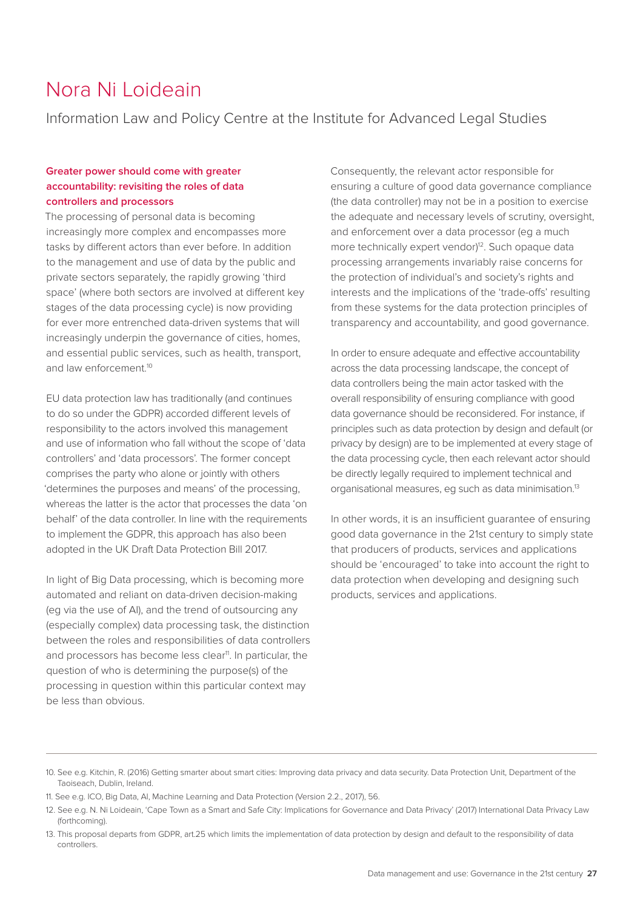# Nora Ni Loideain

Information Law and Policy Centre at the Institute for Advanced Legal Studies

### Greater power should come with greater accountability: revisiting the roles of data controllers and processors

The processing of personal data is becoming increasingly more complex and encompasses more tasks by different actors than ever before. In addition to the management and use of data by the public and private sectors separately, the rapidly growing 'third space' (where both sectors are involved at different key stages of the data processing cycle) is now providing for ever more entrenched data-driven systems that will increasingly underpin the governance of cities, homes, and essential public services, such as health, transport, and law enforcement.[10]

EU data protection law has traditionally (and continues to do so under the GDPR) accorded different levels of responsibility to the actors involved this management and use of information who fall without the scope of 'data controllers' and 'data processors'. The former concept comprises the party who alone or jointly with others 'determines the purposes and means' of the processing, whereas the latter is the actor that processes the data 'on behalf' of the data controller. In line with the requirements to implement the GDPR, this approach has also been adopted in the UK Draft Data Protection Bill 2017.

In light of Big Data processing, which is becoming more automated and reliant on data-driven decision-making (eg via the use of AI), and the trend of outsourcing any (especially complex) data processing task, the distinction between the roles and responsibilities of data controllers and processors has become less clear[11]. In particular, the question of who is determining the purpose(s) of the processing in question within this particular context may be less than obvious.

Consequently, the relevant actor responsible for ensuring a culture of good data governance compliance (the data controller) may not be in a position to exercise the adequate and necessary levels of scrutiny, oversight, and enforcement over a data processor (eg a much more technically expert vendor)[12]. Such opaque data processing arrangements invariably raise concerns for the protection of individual's and society's rights and interests and the implications of the 'trade-offs' resulting from these systems for the data protection principles of transparency and accountability, and good governance.

In order to ensure adequate and effective accountability across the data processing landscape, the concept of data controllers being the main actor tasked with the overall responsibility of ensuring compliance with good data governance should be reconsidered. For instance, if principles such as data protection by design and default (or privacy by design) are to be implemented at every stage of the data processing cycle, then each relevant actor should be directly legally required to implement technical and organisational measures, eg such as data minimisation.[13]

In other words, it is an insufficient guarantee of ensuring good data governance in the 21st century to simply state that producers of products, services and applications should be 'encouraged' to take into account the right to data protection when developing and designing such products, services and applications.

---

10. See e.g. Kitchin, R. (2016) Getting smarter about smart cities: Improving data privacy and data security. Data Protection Unit, Department of the Taoiseach, Dublin, Ireland.

11. See e.g. ICO, Big Data, AI, Machine Learning and Data Protection (Version 2.2., 2017), 56.

12. See e.g. N. Ni Loideain, 'Cape Town as a Smart and Safe City: Implications for Governance and Data Privacy' (2017) International Data Privacy Law (forthcoming).

13. This proposal departs from GDPR, art.25 which limits the implementation of data protection by design and default to the responsibility of data controllers.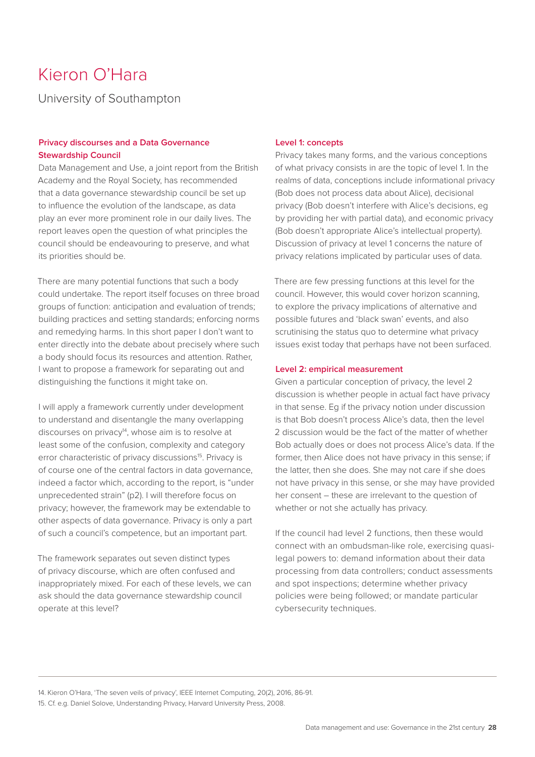# Kieron O'Hara

University of Southampton

## Privacy discourses and a Data Governance Stewardship Council

Data Management and Use, a joint report from the British Academy and the Royal Society, has recommended that a data governance stewardship council be set up to influence the evolution of the landscape, as data play an ever more prominent role in our daily lives. The report leaves open the question of what principles the council should be endeavouring to preserve, and what its priorities should be.

There are many potential functions that such a body could undertake. The report itself focuses on three broad groups of function: anticipation and evaluation of trends; building practices and setting standards; enforcing norms and remedying harms. In this short paper I don't want to enter directly into the debate about precisely where such a body should focus its resources and attention. Rather, I want to propose a framework for separating out and distinguishing the functions it might take on.

I will apply a framework currently under development to understand and disentangle the many overlapping discourses on privacy[14], whose aim is to resolve at least some of the confusion, complexity and category error characteristic of privacy discussions[15]. Privacy is of course one of the central factors in data governance, indeed a factor which, according to the report, is "under unprecedented strain" (p2). I will therefore focus on privacy; however, the framework may be extendable to other aspects of data governance. Privacy is only a part of such a council's competence, but an important part.

The framework separates out seven distinct types of privacy discourse, which are often confused and inappropriately mixed. For each of these levels, we can ask should the data governance stewardship council operate at this level?

## Level 1: concepts

Privacy takes many forms, and the various conceptions of what privacy consists in are the topic of level 1. In the realms of data, conceptions include informational privacy (Bob does not process data about Alice), decisional privacy (Bob doesn't interfere with Alice's decisions, eg by providing her with partial data), and economic privacy (Bob doesn't appropriate Alice's intellectual property). Discussion of privacy at level 1 concerns the nature of privacy relations implicated by particular uses of data.

There are few pressing functions at this level for the council. However, this would cover horizon scanning, to explore the privacy implications of alternative and possible futures and 'black swan' events, and also scrutinising the status quo to determine what privacy issues exist today that perhaps have not been surfaced.

## Level 2: empirical measurement

Given a particular conception of privacy, the level 2 discussion is whether people in actual fact have privacy in that sense. Eg if the privacy notion under discussion is that Bob doesn't process Alice's data, then the level 2 discussion would be the fact of the matter of whether Bob actually does or does not process Alice's data. If the former, then Alice does not have privacy in this sense; if the latter, then she does. She may not care if she does not have privacy in this sense, or she may have provided her consent – these are irrelevant to the question of whether or not she actually has privacy.

If the council had level 2 functions, then these would connect with an ombudsman-like role, exercising quasi-legal powers to: demand information about their data processing from data controllers; conduct assessments and spot inspections; determine whether privacy policies were being followed; or mandate particular cybersecurity techniques.

---

14. Kieron O'Hara, 'The seven veils of privacy', IEEE Internet Computing, 20(2), 2016, 86-91.

15. Cf. e.g. Daniel Solove, Understanding Privacy, Harvard University Press, 2008.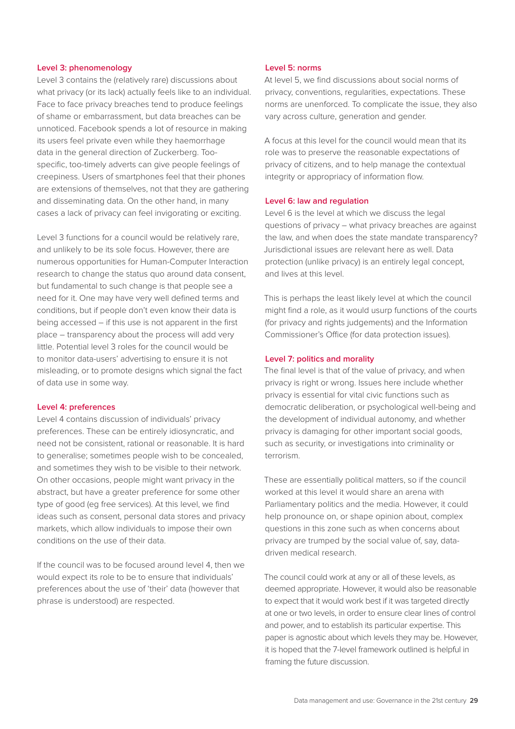### Level 3: phenomenology

Level 3 contains the (relatively rare) discussions about what privacy (or its lack) actually feels like to an individual. Face to face privacy breaches tend to produce feelings of shame or embarrassment, but data breaches can be unnoticed. Facebook spends a lot of resource in making its users feel private even while they haemorrhage data in the general direction of Zuckerberg. Too-specific, too-timely adverts can give people feelings of creepiness. Users of smartphones feel that their phones are extensions of themselves, not that they are gathering and disseminating data. On the other hand, in many cases a lack of privacy can feel invigorating or exciting.

Level 3 functions for a council would be relatively rare, and unlikely to be its sole focus. However, there are numerous opportunities for Human-Computer Interaction research to change the status quo around data consent, but fundamental to such change is that people see a need for it. One may have very well defined terms and conditions, but if people don't even know their data is being accessed – if this use is not apparent in the first place – transparency about the process will add very little. Potential level 3 roles for the council would be to monitor data-users' advertising to ensure it is not misleading, or to promote designs which signal the fact of data use in some way.

### Level 4: preferences

Level 4 contains discussion of individuals' privacy preferences. These can be entirely idiosyncratic, and need not be consistent, rational or reasonable. It is hard to generalise; sometimes people wish to be concealed, and sometimes they wish to be visible to their network. On other occasions, people might want privacy in the abstract, but have a greater preference for some other type of good (eg free services). At this level, we find ideas such as consent, personal data stores and privacy markets, which allow individuals to impose their own conditions on the use of their data.

If the council was to be focused around level 4, then we would expect its role to be to ensure that individuals' preferences about the use of 'their' data (however that phrase is understood) are respected.

### Level 5: norms

At level 5, we find discussions about social norms of privacy, conventions, regularities, expectations. These norms are unenforced. To complicate the issue, they also vary across culture, generation and gender.

A focus at this level for the council would mean that its role was to preserve the reasonable expectations of privacy of citizens, and to help manage the contextual integrity or appropriacy of information flow.

### Level 6: law and regulation

Level 6 is the level at which we discuss the legal questions of privacy – what privacy breaches are against the law, and when does the state mandate transparency? Jurisdictional issues are relevant here as well. Data protection (unlike privacy) is an entirely legal concept, and lives at this level.

This is perhaps the least likely level at which the council might find a role, as it would usurp functions of the courts (for privacy and rights judgements) and the Information Commissioner's Office (for data protection issues).

### Level 7: politics and morality

The final level is that of the value of privacy, and when privacy is right or wrong. Issues here include whether privacy is essential for vital civic functions such as democratic deliberation, or psychological well-being and the development of individual autonomy, and whether privacy is damaging for other important social goods, such as security, or investigations into criminality or terrorism.

These are essentially political matters, so if the council worked at this level it would share an arena with Parliamentary politics and the media. However, it could help pronounce on, or shape opinion about, complex questions in this zone such as when concerns about privacy are trumped by the social value of, say, data-driven medical research.

The council could work at any or all of these levels, as deemed appropriate. However, it would also be reasonable to expect that it would work best if it was targeted directly at one or two levels, in order to ensure clear lines of control and power, and to establish its particular expertise. This paper is agnostic about which levels they may be. However, it is hoped that the 7-level framework outlined is helpful in framing the future discussion.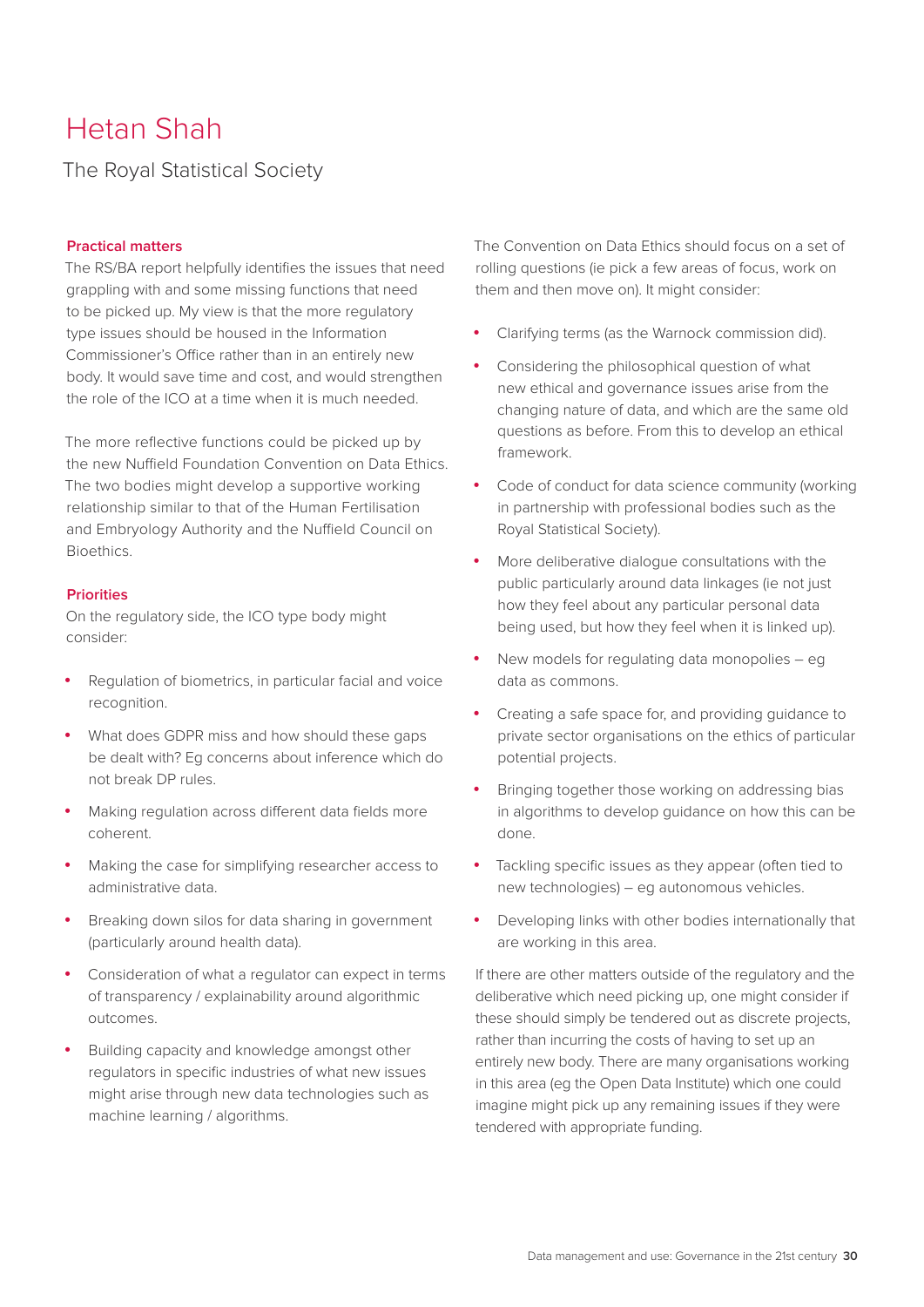# Hetan Shah

The Royal Statistical Society

### Practical matters

The RS/BA report helpfully identifies the issues that need grappling with and some missing functions that need to be picked up. My view is that the more regulatory type issues should be housed in the Information Commissioner's Office rather than in an entirely new body. It would save time and cost, and would strengthen the role of the ICO at a time when it is much needed.

The more reflective functions could be picked up by the new Nuffield Foundation Convention on Data Ethics. The two bodies might develop a supportive working relationship similar to that of the Human Fertilisation and Embryology Authority and the Nuffield Council on Bioethics.

### Priorities

On the regulatory side, the ICO type body might consider:

- Regulation of biometrics, in particular facial and voice recognition.
- What does GDPR miss and how should these gaps be dealt with? Eg concerns about inference which do not break DP rules.
- Making regulation across different data fields more coherent.
- Making the case for simplifying researcher access to administrative data.
- Breaking down silos for data sharing in government (particularly around health data).
- Consideration of what a regulator can expect in terms of transparency / explainability around algorithmic outcomes.
- Building capacity and knowledge amongst other regulators in specific industries of what new issues might arise through new data technologies such as machine learning / algorithms.

The Convention on Data Ethics should focus on a set of rolling questions (ie pick a few areas of focus, work on them and then move on). It might consider:

- Clarifying terms (as the Warnock commission did).
- Considering the philosophical question of what new ethical and governance issues arise from the changing nature of data, and which are the same old questions as before. From this to develop an ethical framework.
- Code of conduct for data science community (working in partnership with professional bodies such as the Royal Statistical Society).
- More deliberative dialogue consultations with the public particularly around data linkages (ie not just how they feel about any particular personal data being used, but how they feel when it is linked up).
- New models for regulating data monopolies – eg data as commons.
- Creating a safe space for, and providing guidance to private sector organisations on the ethics of particular potential projects.
- Bringing together those working on addressing bias in algorithms to develop guidance on how this can be done.
- Tackling specific issues as they appear (often tied to new technologies) – eg autonomous vehicles.
- Developing links with other bodies internationally that are working in this area.

If there are other matters outside of the regulatory and the deliberative which need picking up, one might consider if these should simply be tendered out as discrete projects, rather than incurring the costs of having to set up an entirely new body. There are many organisations working in this area (eg the Open Data Institute) which one could imagine might pick up any remaining issues if they were tendered with appropriate funding.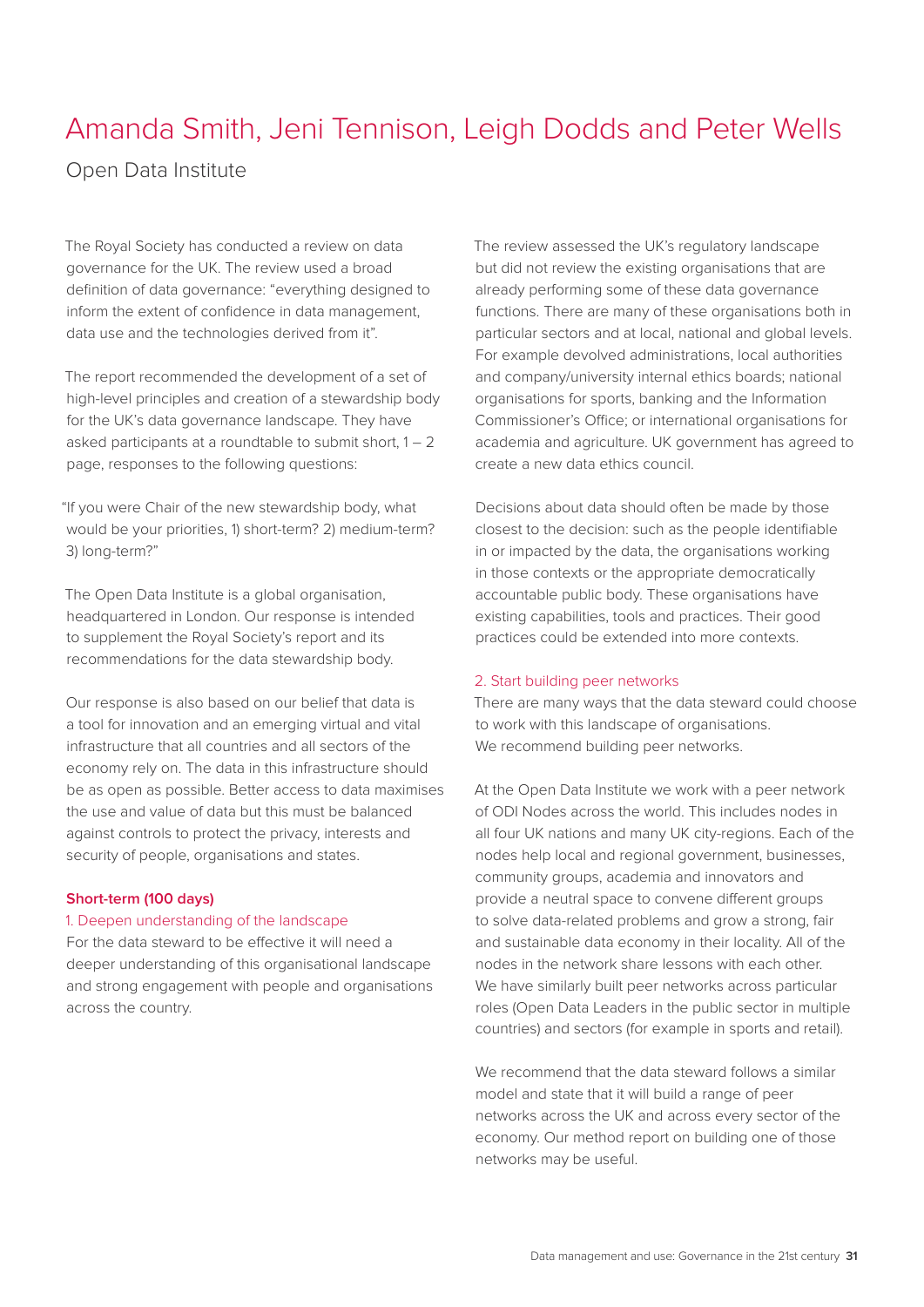# Amanda Smith, Jeni Tennison, Leigh Dodds and Peter Wells

Open Data Institute

The Royal Society has conducted a review on data governance for the UK. The review used a broad definition of data governance: "everything designed to inform the extent of confidence in data management, data use and the technologies derived from it".

The report recommended the development of a set of high-level principles and creation of a stewardship body for the UK's data governance landscape. They have asked participants at a roundtable to submit short, 1 – 2 page, responses to the following questions:

"If you were Chair of the new stewardship body, what would be your priorities, 1) short-term? 2) medium-term? 3) long-term?"

The Open Data Institute is a global organisation, headquartered in London. Our response is intended to supplement the Royal Society's report and its recommendations for the data stewardship body.

Our response is also based on our belief that data is a tool for innovation and an emerging virtual and vital infrastructure that all countries and all sectors of the economy rely on. The data in this infrastructure should be as open as possible. Better access to data maximises the use and value of data but this must be balanced against controls to protect the privacy, interests and security of people, organisations and states.

**Short-term (100 days)**

1. Deepen understanding of the landscape

For the data steward to be effective it will need a deeper understanding of this organisational landscape and strong engagement with people and organisations across the country.

The review assessed the UK's regulatory landscape but did not review the existing organisations that are already performing some of these data governance functions. There are many of these organisations both in particular sectors and at local, national and global levels. For example devolved administrations, local authorities and company/university internal ethics boards; national organisations for sports, banking and the Information Commissioner's Office; or international organisations for academia and agriculture. UK government has agreed to create a new data ethics council.

Decisions about data should often be made by those closest to the decision: such as the people identifiable in or impacted by the data, the organisations working in those contexts or the appropriate democratically accountable public body. These organisations have existing capabilities, tools and practices. Their good practices could be extended into more contexts.

2. Start building peer networks

There are many ways that the data steward could choose to work with this landscape of organisations. We recommend building peer networks.

At the Open Data Institute we work with a peer network of ODI Nodes across the world. This includes nodes in all four UK nations and many UK city-regions. Each of the nodes help local and regional government, businesses, community groups, academia and innovators and provide a neutral space to convene different groups to solve data-related problems and grow a strong, fair and sustainable data economy in their locality. All of the nodes in the network share lessons with each other. We have similarly built peer networks across particular roles (Open Data Leaders in the public sector in multiple countries) and sectors (for example in sports and retail).

We recommend that the data steward follows a similar model and state that it will build a range of peer networks across the UK and across every sector of the economy. Our method report on building one of those networks may be useful.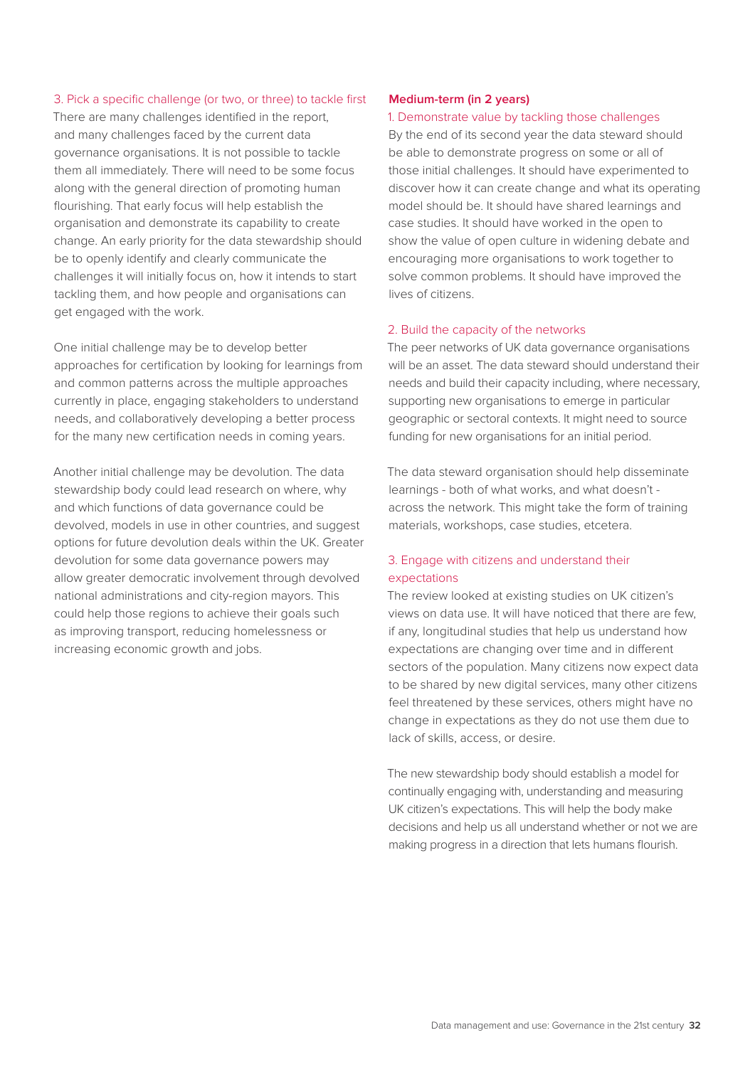### 3. Pick a specific challenge (or two, or three) to tackle first

There are many challenges identified in the report, and many challenges faced by the current data governance organisations. It is not possible to tackle them all immediately. There will need to be some focus along with the general direction of promoting human flourishing. That early focus will help establish the organisation and demonstrate its capability to create change. An early priority for the data stewardship should be to openly identify and clearly communicate the challenges it will initially focus on, how it intends to start tackling them, and how people and organisations can get engaged with the work.

One initial challenge may be to develop better approaches for certification by looking for learnings from and common patterns across the multiple approaches currently in place, engaging stakeholders to understand needs, and collaboratively developing a better process for the many new certification needs in coming years.

Another initial challenge may be devolution. The data stewardship body could lead research on where, why and which functions of data governance could be devolved, models in use in other countries, and suggest options for future devolution deals within the UK. Greater devolution for some data governance powers may allow greater democratic involvement through devolved national administrations and city-region mayors. This could help those regions to achieve their goals such as improving transport, reducing homelessness or increasing economic growth and jobs.

## Medium-term (in 2 years)

### 1. Demonstrate value by tackling those challenges

By the end of its second year the data steward should be able to demonstrate progress on some or all of those initial challenges. It should have experimented to discover how it can create change and what its operating model should be. It should have shared learnings and case studies. It should have worked in the open to show the value of open culture in widening debate and encouraging more organisations to work together to solve common problems. It should have improved the lives of citizens.

### 2. Build the capacity of the networks

The peer networks of UK data governance organisations will be an asset. The data steward should understand their needs and build their capacity including, where necessary, supporting new organisations to emerge in particular geographic or sectoral contexts. It might need to source funding for new organisations for an initial period.

The data steward organisation should help disseminate learnings - both of what works, and what doesn't - across the network. This might take the form of training materials, workshops, case studies, etcetera.

### 3. Engage with citizens and understand their expectations

The review looked at existing studies on UK citizen's views on data use. It will have noticed that there are few, if any, longitudinal studies that help us understand how expectations are changing over time and in different sectors of the population. Many citizens now expect data to be shared by new digital services, many other citizens feel threatened by these services, others might have no change in expectations as they do not use them due to lack of skills, access, or desire.

The new stewardship body should establish a model for continually engaging with, understanding and measuring UK citizen's expectations. This will help the body make decisions and help us all understand whether or not we are making progress in a direction that lets humans flourish.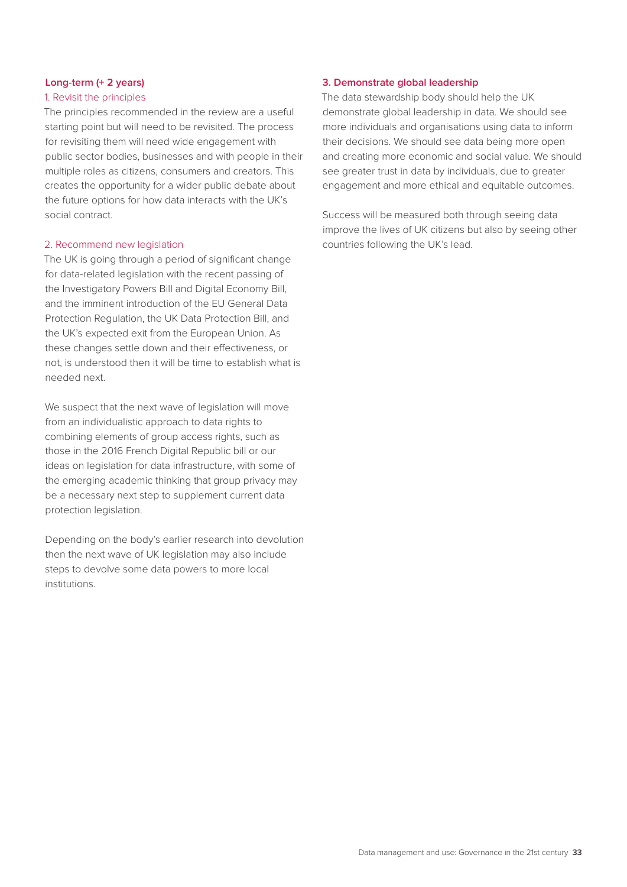### Long-term (+ 2 years)

#### 1. Revisit the principles

The principles recommended in the review are a useful starting point but will need to be revisited. The process for revisiting them will need wide engagement with public sector bodies, businesses and with people in their multiple roles as citizens, consumers and creators. This creates the opportunity for a wider public debate about the future options for how data interacts with the UK's social contract.

#### 2. Recommend new legislation

The UK is going through a period of significant change for data-related legislation with the recent passing of the Investigatory Powers Bill and Digital Economy Bill, and the imminent introduction of the EU General Data Protection Regulation, the UK Data Protection Bill, and the UK's expected exit from the European Union. As these changes settle down and their effectiveness, or not, is understood then it will be time to establish what is needed next.

We suspect that the next wave of legislation will move from an individualistic approach to data rights to combining elements of group access rights, such as those in the 2016 French Digital Republic bill or our ideas on legislation for data infrastructure, with some of the emerging academic thinking that group privacy may be a necessary next step to supplement current data protection legislation.

Depending on the body's earlier research into devolution then the next wave of UK legislation may also include steps to devolve some data powers to more local institutions.

#### 3. Demonstrate global leadership

The data stewardship body should help the UK demonstrate global leadership in data. We should see more individuals and organisations using data to inform their decisions. We should see data being more open and creating more economic and social value. We should see greater trust in data by individuals, due to greater engagement and more ethical and equitable outcomes.

Success will be measured both through seeing data improve the lives of UK citizens but also by seeing other countries following the UK's lead.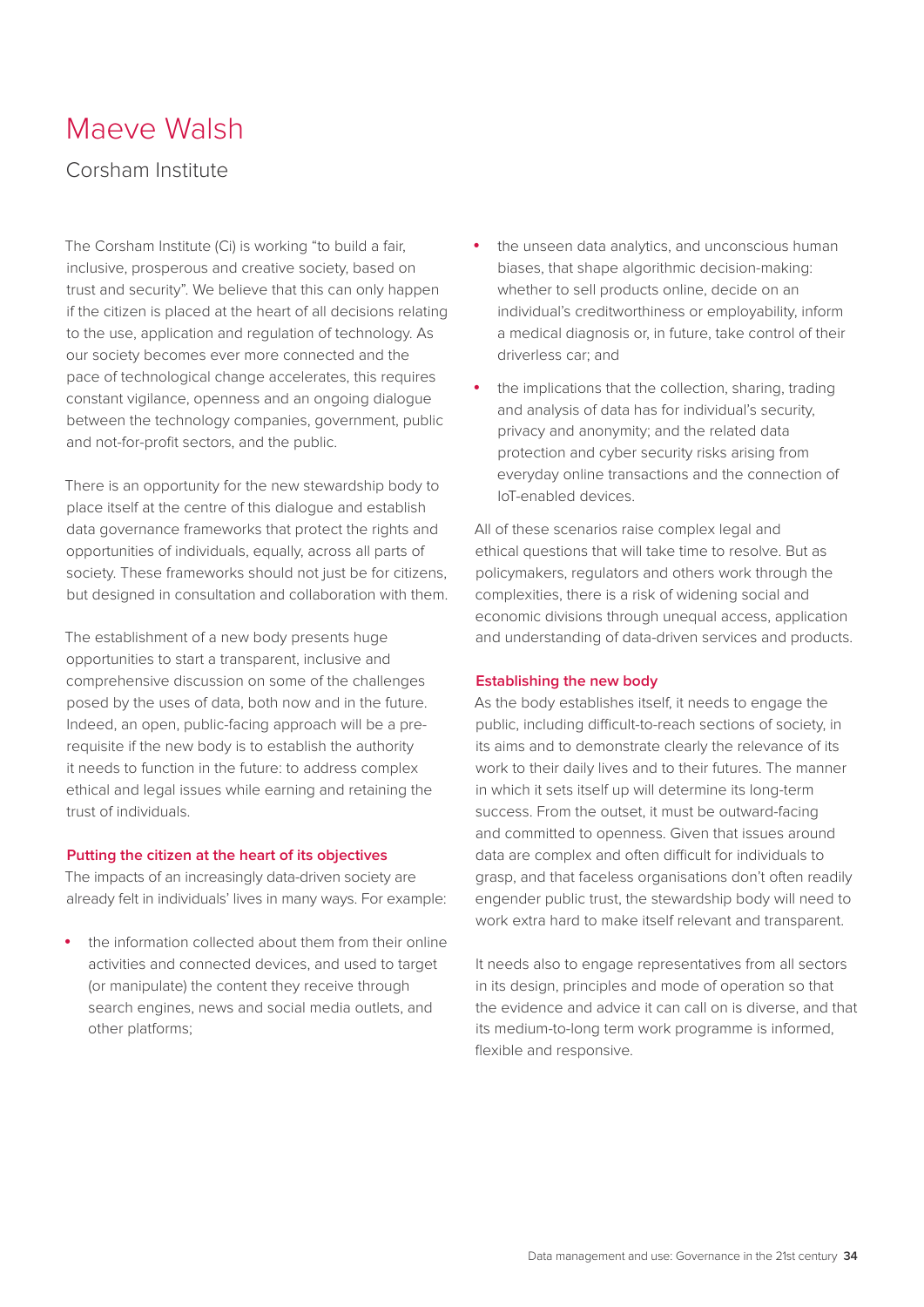# Maeve Walsh

Corsham Institute

The Corsham Institute (Ci) is working "to build a fair, inclusive, prosperous and creative society, based on trust and security". We believe that this can only happen if the citizen is placed at the heart of all decisions relating to the use, application and regulation of technology. As our society becomes ever more connected and the pace of technological change accelerates, this requires constant vigilance, openness and an ongoing dialogue between the technology companies, government, public and not-for-profit sectors, and the public.

There is an opportunity for the new stewardship body to place itself at the centre of this dialogue and establish data governance frameworks that protect the rights and opportunities of individuals, equally, across all parts of society. These frameworks should not just be for citizens, but designed in consultation and collaboration with them.

The establishment of a new body presents huge opportunities to start a transparent, inclusive and comprehensive discussion on some of the challenges posed by the uses of data, both now and in the future. Indeed, an open, public-facing approach will be a pre-requisite if the new body is to establish the authority it needs to function in the future: to address complex ethical and legal issues while earning and retaining the trust of individuals.

### Putting the citizen at the heart of its objectives

The impacts of an increasingly data-driven society are already felt in individuals' lives in many ways. For example:

- the information collected about them from their online activities and connected devices, and used to target (or manipulate) the content they receive through search engines, news and social media outlets, and other platforms;
- the unseen data analytics, and unconscious human biases, that shape algorithmic decision-making: whether to sell products online, decide on an individual's creditworthiness or employability, inform a medical diagnosis or, in future, take control of their driverless car; and
- the implications that the collection, sharing, trading and analysis of data has for individual's security, privacy and anonymity; and the related data protection and cyber security risks arising from everyday online transactions and the connection of IoT-enabled devices.

All of these scenarios raise complex legal and ethical questions that will take time to resolve. But as policymakers, regulators and others work through the complexities, there is a risk of widening social and economic divisions through unequal access, application and understanding of data-driven services and products.

### Establishing the new body

As the body establishes itself, it needs to engage the public, including difficult-to-reach sections of society, in its aims and to demonstrate clearly the relevance of its work to their daily lives and to their futures. The manner in which it sets itself up will determine its long-term success. From the outset, it must be outward-facing and committed to openness. Given that issues around data are complex and often difficult for individuals to grasp, and that faceless organisations don't often readily engender public trust, the stewardship body will need to work extra hard to make itself relevant and transparent.

It needs also to engage representatives from all sectors in its design, principles and mode of operation so that the evidence and advice it can call on is diverse, and that its medium-to-long term work programme is informed, flexible and responsive.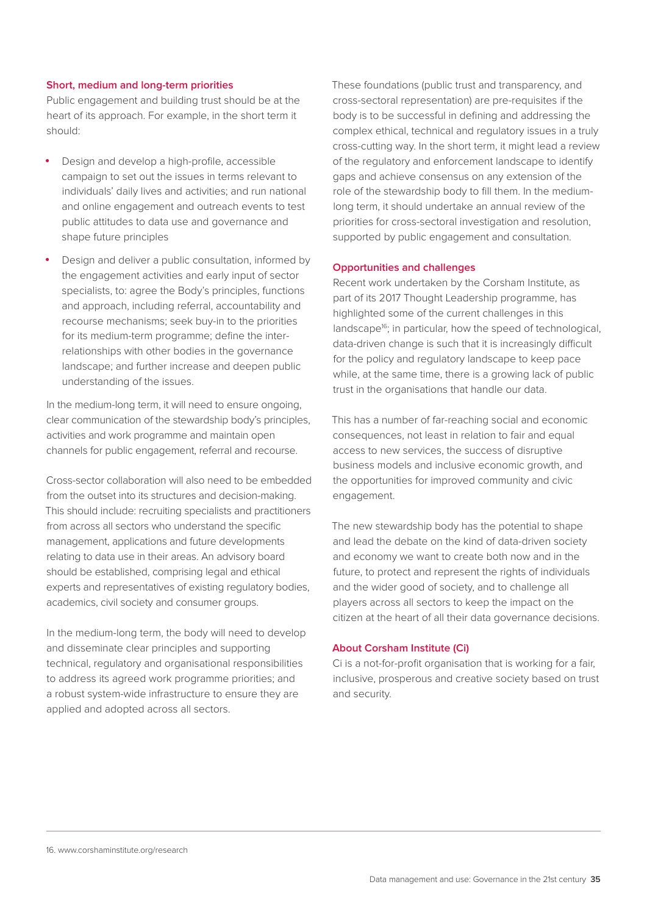### Short, medium and long-term priorities

Public engagement and building trust should be at the heart of its approach. For example, in the short term it should:

- Design and develop a high-profile, accessible campaign to set out the issues in terms relevant to individuals' daily lives and activities; and run national and online engagement and outreach events to test public attitudes to data use and governance and shape future principles
- Design and deliver a public consultation, informed by the engagement activities and early input of sector specialists, to: agree the Body's principles, functions and approach, including referral, accountability and recourse mechanisms; seek buy-in to the priorities for its medium-term programme; define the inter-relationships with other bodies in the governance landscape; and further increase and deepen public understanding of the issues.

In the medium-long term, it will need to ensure ongoing, clear communication of the stewardship body's principles, activities and work programme and maintain open channels for public engagement, referral and recourse.

Cross-sector collaboration will also need to be embedded from the outset into its structures and decision-making. This should include: recruiting specialists and practitioners from across all sectors who understand the specific management, applications and future developments relating to data use in their areas. An advisory board should be established, comprising legal and ethical experts and representatives of existing regulatory bodies, academics, civil society and consumer groups.

In the medium-long term, the body will need to develop and disseminate clear principles and supporting technical, regulatory and organisational responsibilities to address its agreed work programme priorities; and a robust system-wide infrastructure to ensure they are applied and adopted across all sectors.

These foundations (public trust and transparency, and cross-sectoral representation) are pre-requisites if the body is to be successful in defining and addressing the complex ethical, technical and regulatory issues in a truly cross-cutting way. In the short term, it might lead a review of the regulatory and enforcement landscape to identify gaps and achieve consensus on any extension of the role of the stewardship body to fill them. In the medium-long term, it should undertake an annual review of the priorities for cross-sectoral investigation and resolution, supported by public engagement and consultation.

### Opportunities and challenges

Recent work undertaken by the Corsham Institute, as part of its 2017 Thought Leadership programme, has highlighted some of the current challenges in this landscape[16]; in particular, how the speed of technological, data-driven change is such that it is increasingly difficult for the policy and regulatory landscape to keep pace while, at the same time, there is a growing lack of public trust in the organisations that handle our data.

This has a number of far-reaching social and economic consequences, not least in relation to fair and equal access to new services, the success of disruptive business models and inclusive economic growth, and the opportunities for improved community and civic engagement.

The new stewardship body has the potential to shape and lead the debate on the kind of data-driven society and economy we want to create both now and in the future, to protect and represent the rights of individuals and the wider good of society, and to challenge all players across all sectors to keep the impact on the citizen at the heart of all their data governance decisions.

### About Corsham Institute (Ci)

Ci is a not-for-profit organisation that is working for a fair, inclusive, prosperous and creative society based on trust and security.

---

16. www.corshaminstitute.org/research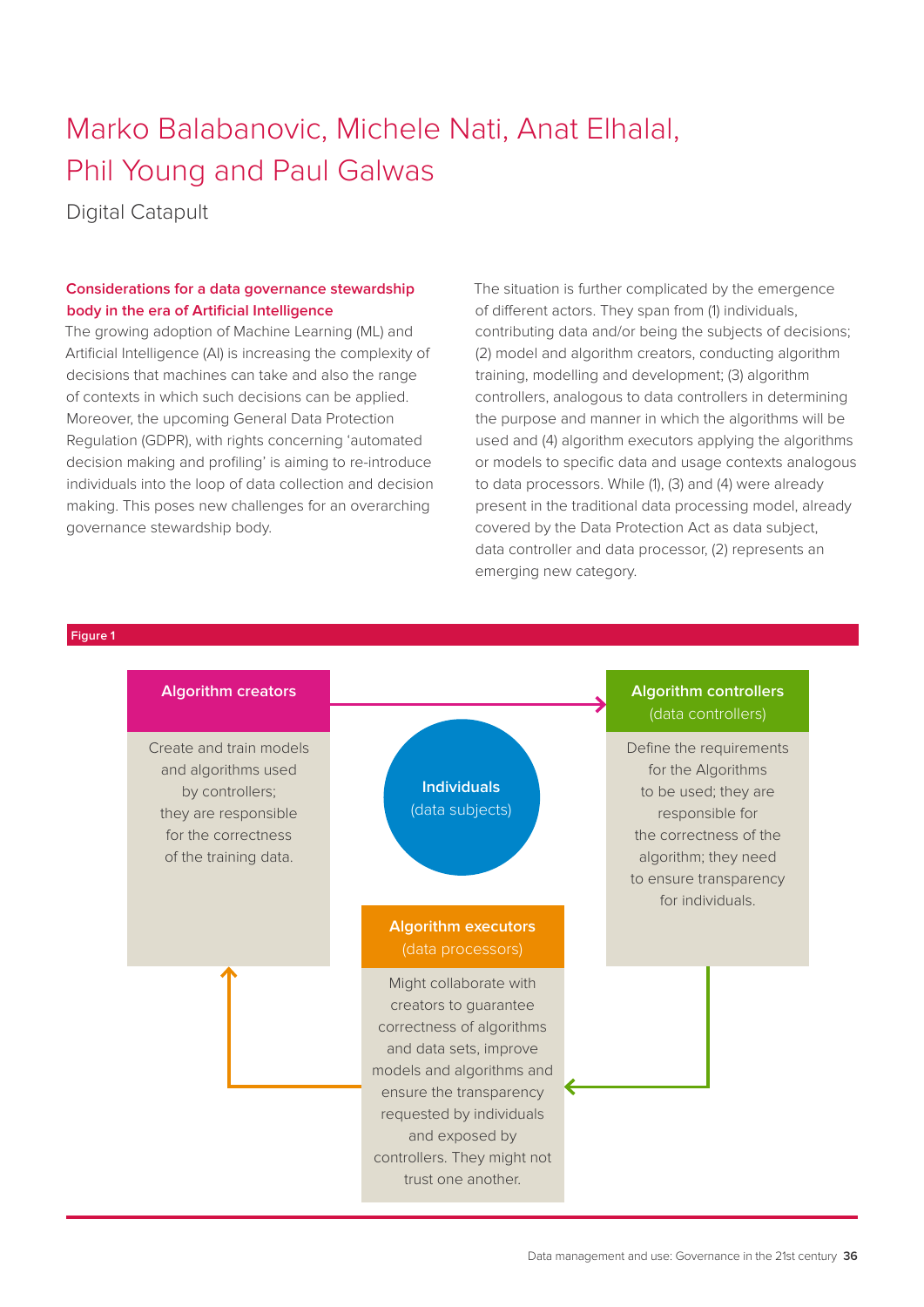# Marko Balabanovic, Michele Nati, Anat Elhalal, Phil Young and Paul Galwas

Digital Catapult

## Considerations for a data governance stewardship body in the era of Artificial Intelligence

The growing adoption of Machine Learning (ML) and Artificial Intelligence (AI) is increasing the complexity of decisions that machines can take and also the range of contexts in which such decisions can be applied. Moreover, the upcoming General Data Protection Regulation (GDPR), with rights concerning 'automated decision making and profiling' is aiming to re-introduce individuals into the loop of data collection and decision making. This poses new challenges for an overarching governance stewardship body.

The situation is further complicated by the emergence of different actors. They span from (1) individuals, contributing data and/or being the subjects of decisions; (2) model and algorithm creators, conducting algorithm training, modelling and development; (3) algorithm controllers, analogous to data controllers in determining the purpose and manner in which the algorithms will be used and (4) algorithm executors applying the algorithms or models to specific data and usage contexts analogous to data processors. While (1), (3) and (4) were already present in the traditional data processing model, already covered by the Data Protection Act as data subject, data controller and data processor, (2) represents an emerging new category.

Figure 1

**Algorithm creators**

Create and train models and algorithms used by controllers; they are responsible for the correctness of the training data.

**Individuals** (data subjects)

**Algorithm controllers** (data controllers)

Define the requirements for the Algorithms to be used; they are responsible for the correctness of the algorithm; they need to ensure transparency for individuals.

**Algorithm executors** (data processors)

Might collaborate with creators to guarantee correctness of algorithms and data sets, improve models and algorithms and ensure the transparency requested by individuals and exposed by controllers. They might not trust one another.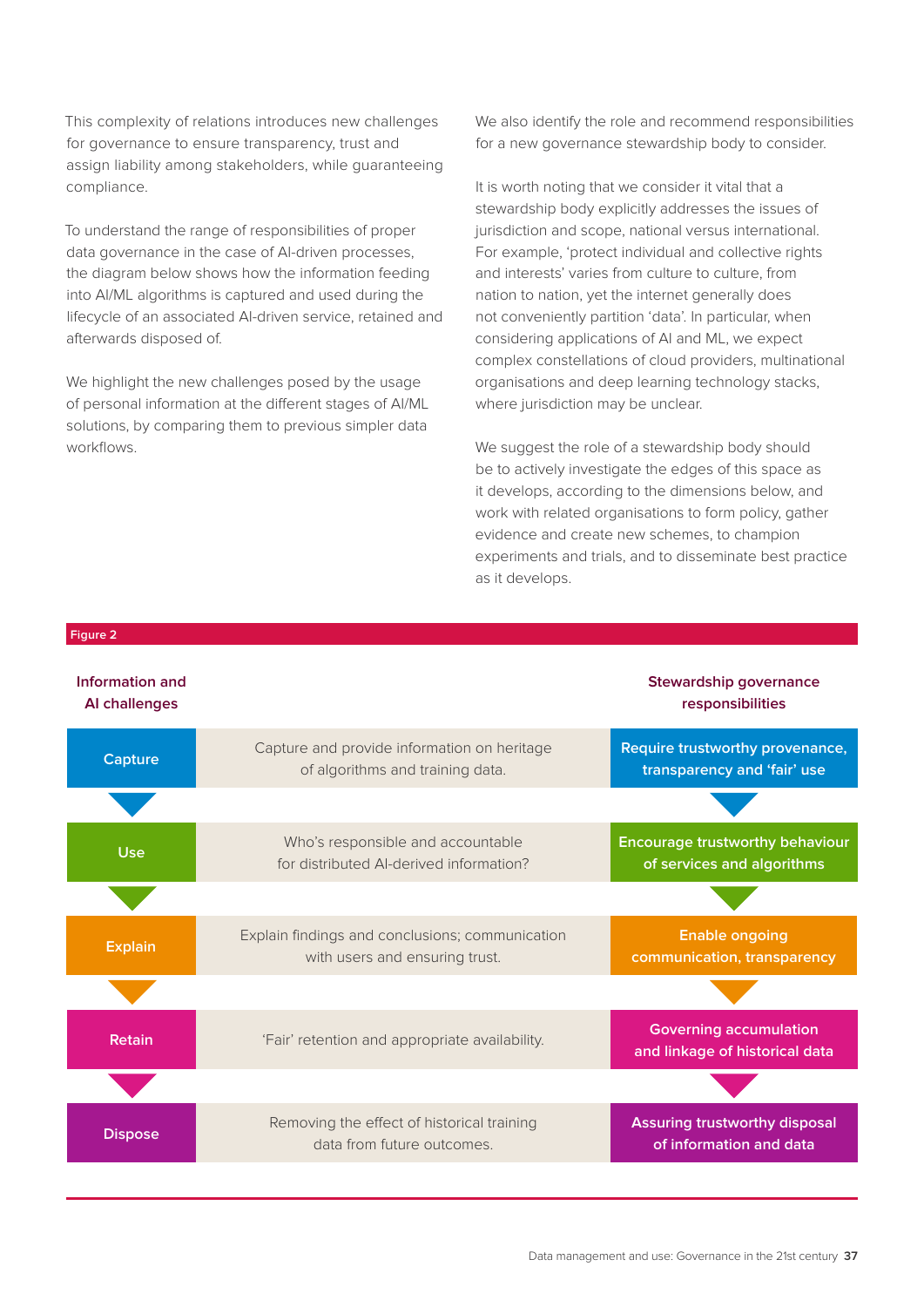This complexity of relations introduces new challenges for governance to ensure transparency, trust and assign liability among stakeholders, while guaranteeing compliance.

To understand the range of responsibilities of proper data governance in the case of AI-driven processes, the diagram below shows how the information feeding into AI/ML algorithms is captured and used during the lifecycle of an associated AI-driven service, retained and afterwards disposed of.

We highlight the new challenges posed by the usage of personal information at the different stages of AI/ML solutions, by comparing them to previous simpler data workflows.

We also identify the role and recommend responsibilities for a new governance stewardship body to consider.

It is worth noting that we consider it vital that a stewardship body explicitly addresses the issues of jurisdiction and scope, national versus international. For example, 'protect individual and collective rights and interests' varies from culture to culture, from nation to nation, yet the internet generally does not conveniently partition 'data'. In particular, when considering applications of AI and ML, we expect complex constellations of cloud providers, multinational organisations and deep learning technology stacks, where jurisdiction may be unclear.

We suggest the role of a stewardship body should be to actively investigate the edges of this space as it develops, according to the dimensions below, and work with related organisations to form policy, gather evidence and create new schemes, to champion experiments and trials, and to disseminate best practice as it develops.

**Figure 2**

| Information and AI challenges | | Stewardship governance responsibilities |
| --- | --- | --- |
| Capture | Capture and provide information on heritage of algorithms and training data. | Require trustworthy provenance, transparency and 'fair' use |
| Use | Who's responsible and accountable for distributed AI-derived information? | Encourage trustworthy behaviour of services and algorithms |
| Explain | Explain findings and conclusions; communication with users and ensuring trust. | Enable ongoing communication, transparency |
| Retain | 'Fair' retention and appropriate availability. | Governing accumulation and linkage of historical data |
| Dispose | Removing the effect of historical training data from future outcomes. | Assuring trustworthy disposal of information and data |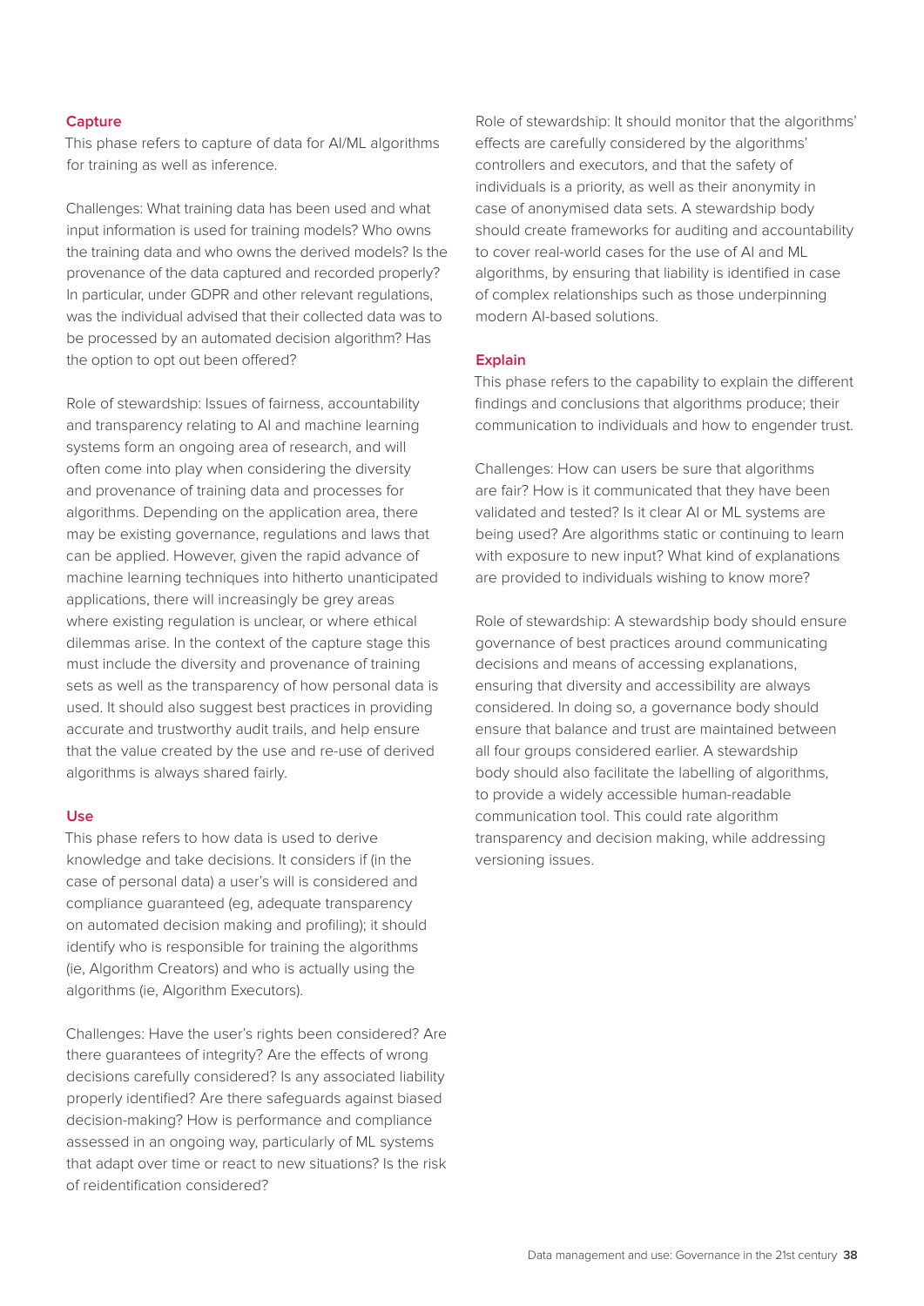### Capture

This phase refers to capture of data for AI/ML algorithms for training as well as inference.

Challenges: What training data has been used and what input information is used for training models? Who owns the training data and who owns the derived models? Is the provenance of the data captured and recorded properly? In particular, under GDPR and other relevant regulations, was the individual advised that their collected data was to be processed by an automated decision algorithm? Has the option to opt out been offered?

Role of stewardship: Issues of fairness, accountability and transparency relating to AI and machine learning systems form an ongoing area of research, and will often come into play when considering the diversity and provenance of training data and processes for algorithms. Depending on the application area, there may be existing governance, regulations and laws that can be applied. However, given the rapid advance of machine learning techniques into hitherto unanticipated applications, there will increasingly be grey areas where existing regulation is unclear, or where ethical dilemmas arise. In the context of the capture stage this must include the diversity and provenance of training sets as well as the transparency of how personal data is used. It should also suggest best practices in providing accurate and trustworthy audit trails, and help ensure that the value created by the use and re-use of derived algorithms is always shared fairly.

### Use

This phase refers to how data is used to derive knowledge and take decisions. It considers if (in the case of personal data) a user's will is considered and compliance guaranteed (eg, adequate transparency on automated decision making and profiling); it should identify who is responsible for training the algorithms (ie, Algorithm Creators) and who is actually using the algorithms (ie, Algorithm Executors).

Challenges: Have the user's rights been considered? Are there guarantees of integrity? Are the effects of wrong decisions carefully considered? Is any associated liability properly identified? Are there safeguards against biased decision-making? How is performance and compliance assessed in an ongoing way, particularly of ML systems that adapt over time or react to new situations? Is the risk of reidentification considered?

Role of stewardship: It should monitor that the algorithms' effects are carefully considered by the algorithms' controllers and executors, and that the safety of individuals is a priority, as well as their anonymity in case of anonymised data sets. A stewardship body should create frameworks for auditing and accountability to cover real-world cases for the use of AI and ML algorithms, by ensuring that liability is identified in case of complex relationships such as those underpinning modern AI-based solutions.

### Explain

This phase refers to the capability to explain the different findings and conclusions that algorithms produce; their communication to individuals and how to engender trust.

Challenges: How can users be sure that algorithms are fair? How is it communicated that they have been validated and tested? Is it clear AI or ML systems are being used? Are algorithms static or continuing to learn with exposure to new input? What kind of explanations are provided to individuals wishing to know more?

Role of stewardship: A stewardship body should ensure governance of best practices around communicating decisions and means of accessing explanations, ensuring that diversity and accessibility are always considered. In doing so, a governance body should ensure that balance and trust are maintained between all four groups considered earlier. A stewardship body should also facilitate the labelling of algorithms, to provide a widely accessible human-readable communication tool. This could rate algorithm transparency and decision making, while addressing versioning issues.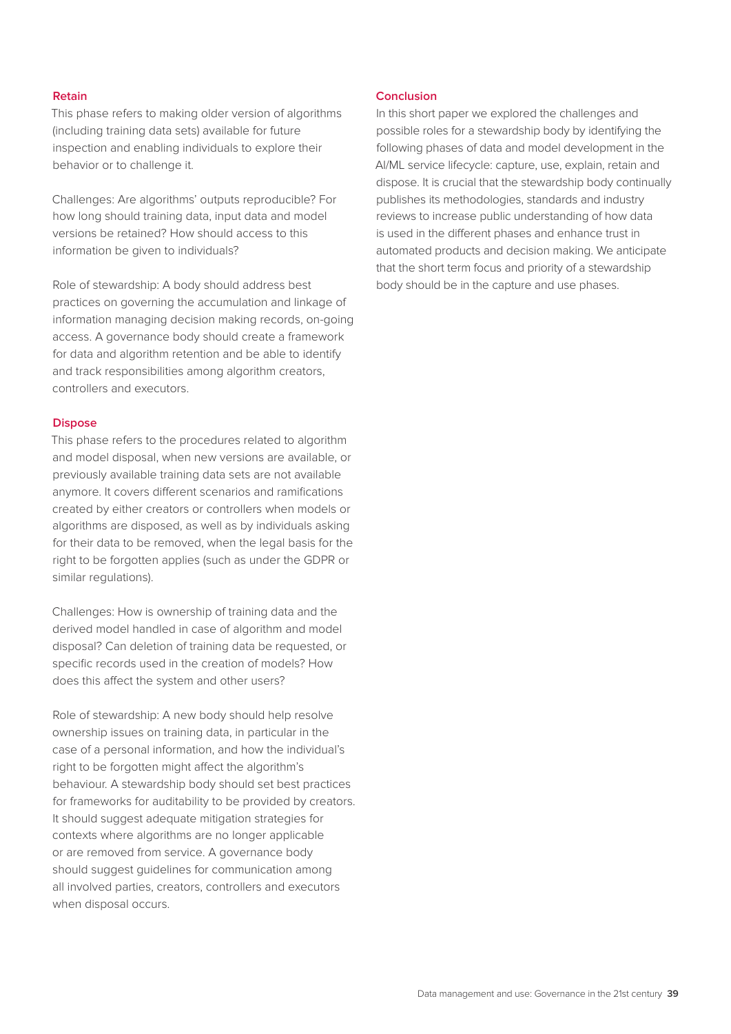### Retain

This phase refers to making older version of algorithms (including training data sets) available for future inspection and enabling individuals to explore their behavior or to challenge it.

Challenges: Are algorithms' outputs reproducible? For how long should training data, input data and model versions be retained? How should access to this information be given to individuals?

Role of stewardship: A body should address best practices on governing the accumulation and linkage of information managing decision making records, on-going access. A governance body should create a framework for data and algorithm retention and be able to identify and track responsibilities among algorithm creators, controllers and executors.

### Dispose

This phase refers to the procedures related to algorithm and model disposal, when new versions are available, or previously available training data sets are not available anymore. It covers different scenarios and ramifications created by either creators or controllers when models or algorithms are disposed, as well as by individuals asking for their data to be removed, when the legal basis for the right to be forgotten applies (such as under the GDPR or similar regulations).

Challenges: How is ownership of training data and the derived model handled in case of algorithm and model disposal? Can deletion of training data be requested, or specific records used in the creation of models? How does this affect the system and other users?

Role of stewardship: A new body should help resolve ownership issues on training data, in particular in the case of a personal information, and how the individual's right to be forgotten might affect the algorithm's behaviour. A stewardship body should set best practices for frameworks for auditability to be provided by creators. It should suggest adequate mitigation strategies for contexts where algorithms are no longer applicable or are removed from service. A governance body should suggest guidelines for communication among all involved parties, creators, controllers and executors when disposal occurs.

### Conclusion

In this short paper we explored the challenges and possible roles for a stewardship body by identifying the following phases of data and model development in the AI/ML service lifecycle: capture, use, explain, retain and dispose. It is crucial that the stewardship body continually publishes its methodologies, standards and industry reviews to increase public understanding of how data is used in the different phases and enhance trust in automated products and decision making. We anticipate that the short term focus and priority of a stewardship body should be in the capture and use phases.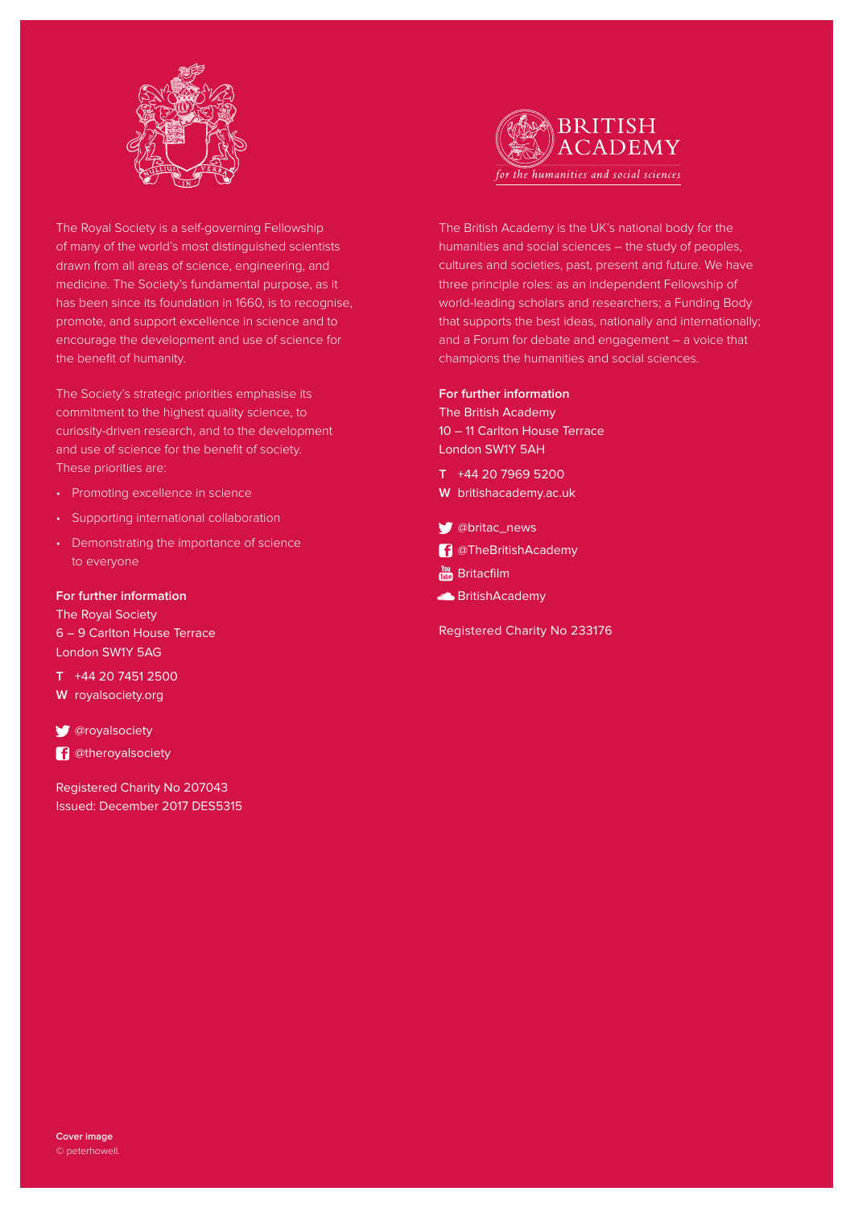The Royal Society is a self-governing Fellowship of many of the world's most distinguished scientists drawn from all areas of science, engineering, and medicine. The Society's fundamental purpose, as it has been since its foundation in 1660, is to recognise, promote, and support excellence in science and to encourage the development and use of science for the benefit of humanity.

The Society's strategic priorities emphasise its commitment to the highest quality science, to curiosity-driven research, and to the development and use of science for the benefit of society. These priorities are:

- Promoting excellence in science
- Supporting international collaboration
- Demonstrating the importance of science to everyone

**For further information**
The Royal Society
6 – 9 Carlton House Terrace
London SW1Y 5AG

**T** +44 20 7451 2500
**W** royalsociety.org

@royalsociety
@theroyalsociety

Registered Charity No 207043
Issued: December 2017 DES5315

BRITISH ACADEMY
*for the humanities and social sciences*

The British Academy is the UK's national body for the humanities and social sciences – the study of peoples, cultures and societies, past, present and future. We have three principle roles: as an independent Fellowship of world-leading scholars and researchers; a Funding Body that supports the best ideas, nationally and internationally; and a Forum for debate and engagement – a voice that champions the humanities and social sciences.

**For further information**
The British Academy
10 – 11 Carlton House Terrace
London SW1Y 5AH

**T** +44 20 7969 5200
**W** britishacademy.ac.uk

@britac_news
@TheBritishAcademy
Britacfilm
BritishAcademy

Registered Charity No 233176

**Cover image**
© peterhowell.